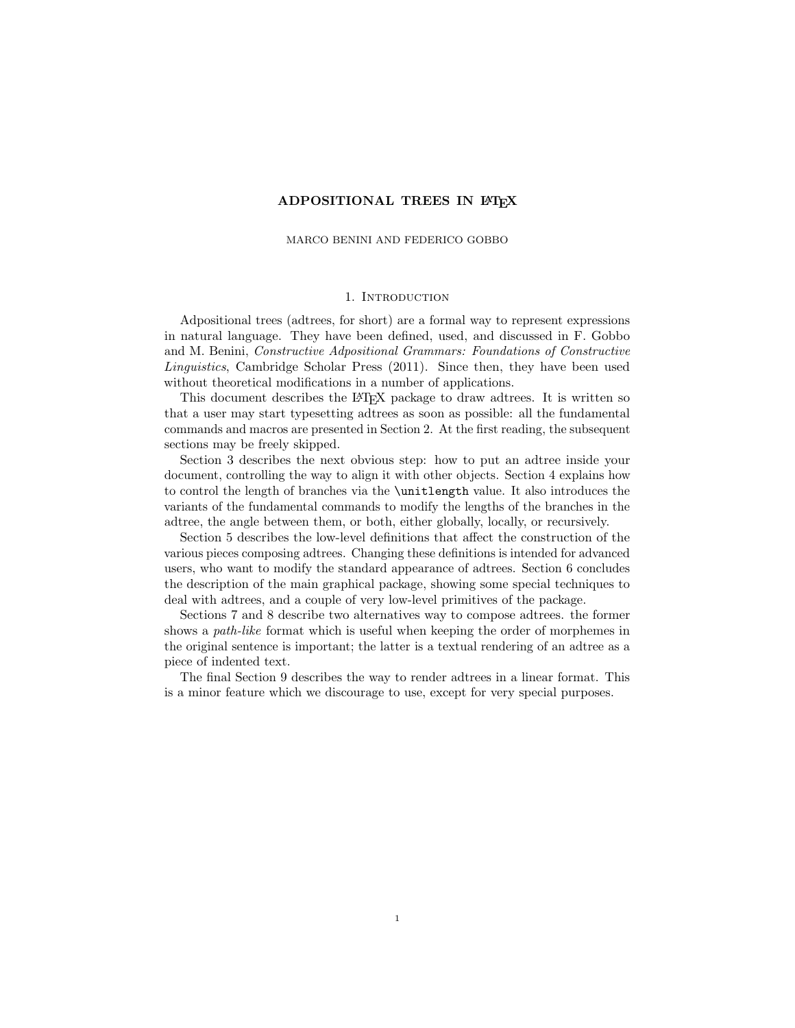# ADPOSITIONAL TREES IN LaTeX

MARCO BENINI AND FEDERICO GOBBO

## 1. Introduction

Adpositional trees (adtrees, for short) are a formal way to represent expressions in natural language. They have been defined, used, and discussed in F. Gobbo and M. Benini, *Constructive Adpositional Grammars: Foundations of Constructive Linguistics*, Cambridge Scholar Press (2011). Since then, they have been used without theoretical modifications in a number of applications.

This document describes the LaTeX package to draw adtrees. It is written so that a user may start typesetting adtrees as soon as possible: all the fundamental commands and macros are presented in Section 2. At the first reading, the subsequent sections may be freely skipped.

Section 3 describes the next obvious step: how to put an adtree inside your document, controlling the way to align it with other objects. Section 4 explains how to control the length of branches via the `\unitlength` value. It also introduces the variants of the fundamental commands to modify the lengths of the branches in the adtree, the angle between them, or both, either globally, locally, or recursively.

Section 5 describes the low-level definitions that affect the construction of the various pieces composing adtrees. Changing these definitions is intended for advanced users, who want to modify the standard appearance of adtrees. Section 6 concludes the description of the main graphical package, showing some special techniques to deal with adtrees, and a couple of very low-level primitives of the package.

Sections 7 and 8 describe two alternatives way to compose adtrees. the former shows a *path-like* format which is useful when keeping the order of morphemes in the original sentence is important; the latter is a textual rendering of an adtree as a piece of indented text.

The final Section 9 describes the way to render adtrees in a linear format. This is a minor feature which we discourage to use, except for very special purposes.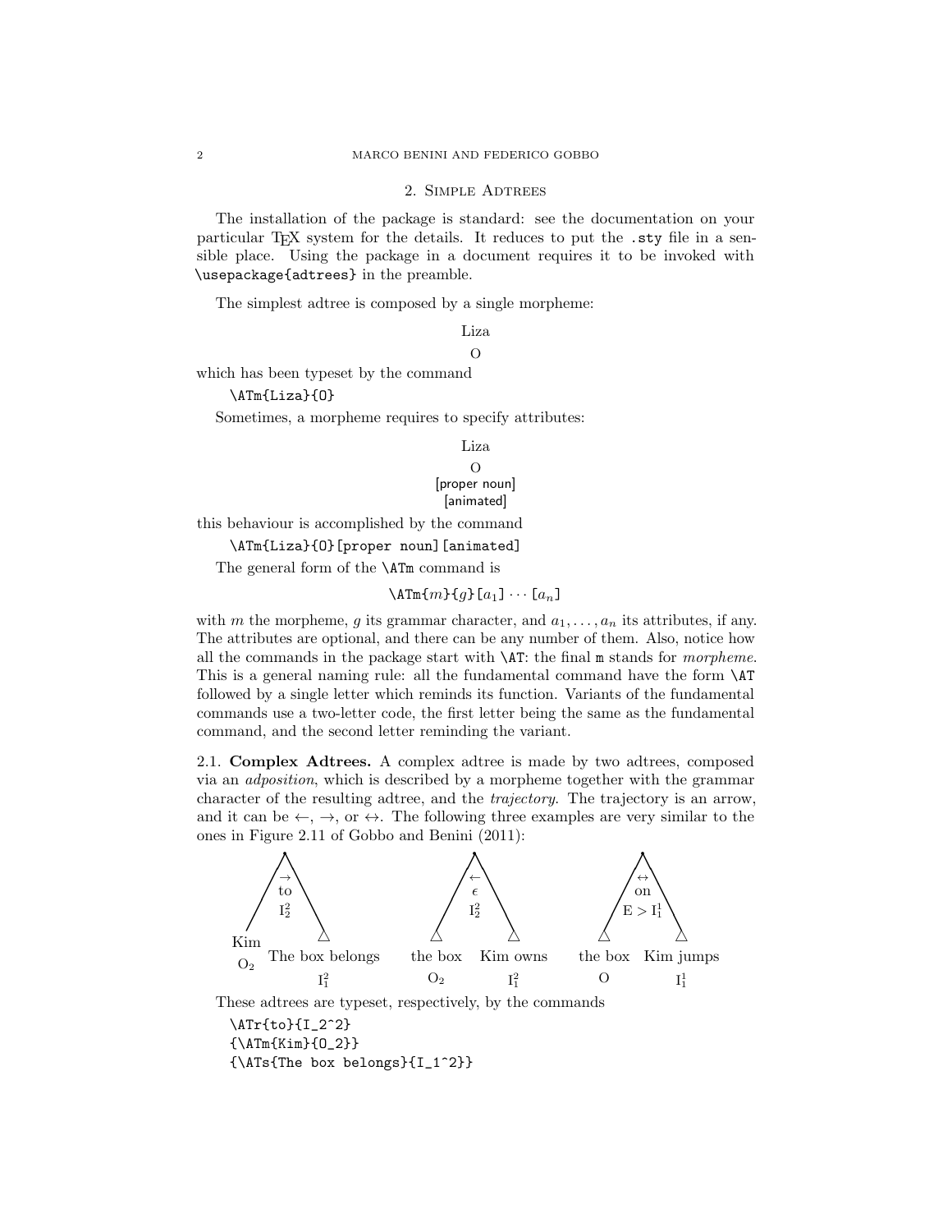## 2. Simple Adtrees

The installation of the package is standard: see the documentation on your particular TEX system for the details. It reduces to put the `.sty` file in a sensible place. Using the package in a document requires it to be invoked with `\usepackage{adtrees}` in the preamble.

The simplest adtree is composed by a single morpheme:

Liza
O

which has been typeset by the command

```
\ATm{Liza}{O}
```

Sometimes, a morpheme requires to specify attributes:

Liza
O
[proper noun]
[animated]

this behaviour is accomplished by the command

```
\ATm{Liza}{O}[proper noun][animated]
```

The general form of the `\ATm` command is

$$\texttt{\textbackslash ATm\{}m\texttt{\}\{}g\texttt{\}[}a_1\texttt{]} \cdots \texttt{[}a_n\texttt{]}$$

with $m$ the morpheme, $g$ its grammar character, and $a_1, \ldots, a_n$ its attributes, if any. The attributes are optional, and there can be any number of them. Also, notice how all the commands in the package start with `\AT`: the final `m` stands for *morpheme*. This is a general naming rule: all the fundamental command have the form `\AT` followed by a single letter which reminds its function. Variants of the fundamental commands use a two-letter code, the first letter being the same as the fundamental command, and the second letter reminding the variant.

2.1. **Complex Adtrees.** A complex adtree is made by two adtrees, composed via an *adposition*, which is described by a morpheme together with the grammar character of the resulting adtree, and the *trajectory*. The trajectory is an arrow, and it can be ←, →, or ↔. The following three examples are very similar to the ones in Figure 2.11 of Gobbo and Benini (2011):

→ to $I_2^2$ ; Kim $O_2$ ; The box belongs $I_1^2$

← $\epsilon$ $I_2^2$ ; the box $O_2$ ; Kim owns $I_1^2$

↔ on $E > I_1^1$ ; the box O ; Kim jumps $I_1^1$

These adtrees are typeset, respectively, by the commands

```
\ATr{to}{I_2^2}
{\ATm{Kim}{O_2}}
{\ATs{The box belongs}{I_1^2}}
```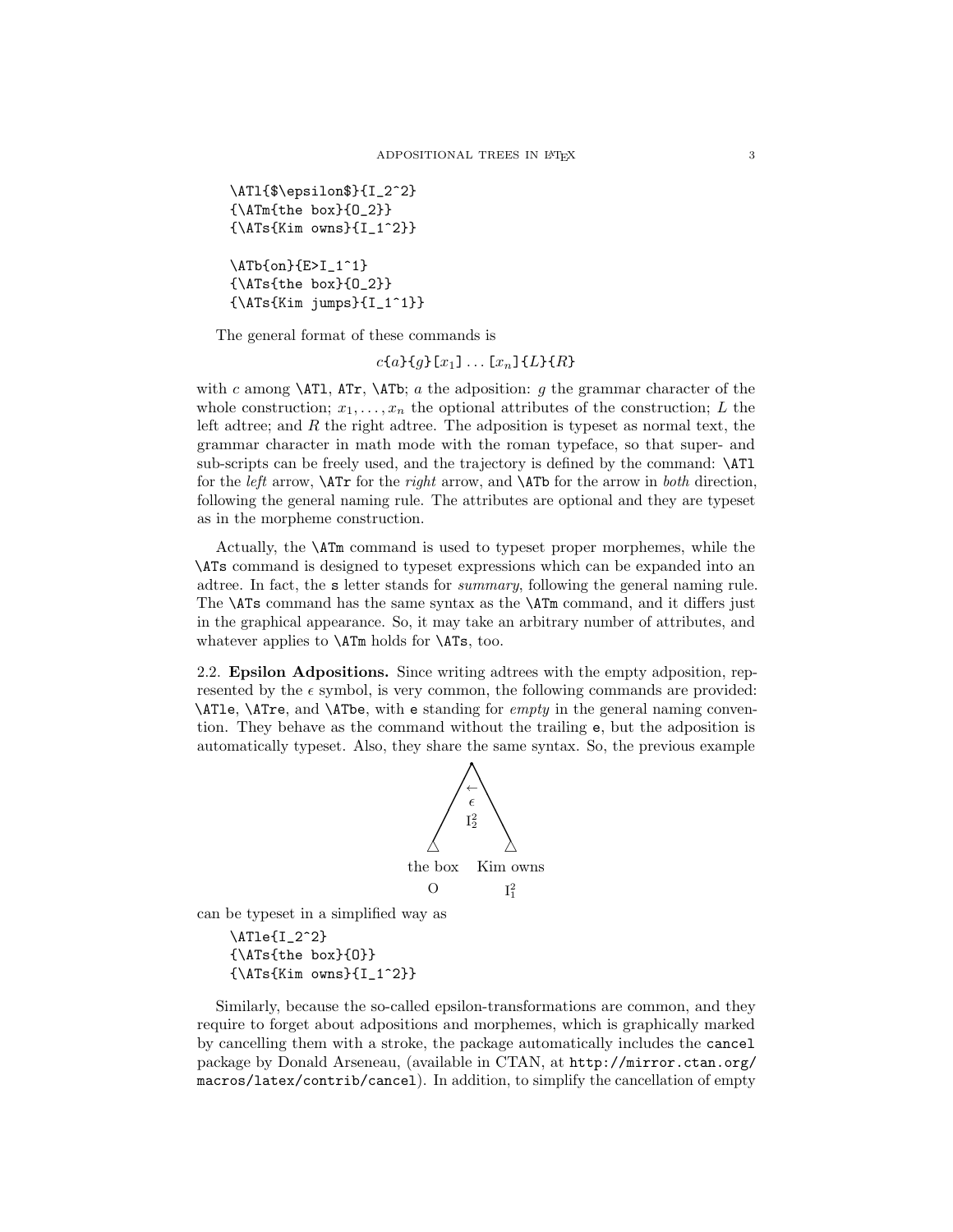```
\ATl{$\epsilon$}{I_2^2}
{\ATm{the box}{O_2}}
{\ATs{Kim owns}{I_1^2}}

\ATb{on}{E>I_1^1}
{\ATs{the box}{O_2}}
{\ATs{Kim jumps}{I_1^1}}
```

The general format of these commands is

$$c\{a\}\{g\}[x_1]\ldots[x_n]\{L\}\{R\}$$

with $c$ among `\ATl`, `ATr`, `\ATb`; $a$ the adposition: $g$ the grammar character of the whole construction; $x_1, \ldots, x_n$ the optional attributes of the construction; $L$ the left adtree; and $R$ the right adtree. The adposition is typeset as normal text, the grammar character in math mode with the roman typeface, so that super- and sub-scripts can be freely used, and the trajectory is defined by the command: `\ATl` for the *left* arrow, `\ATr` for the *right* arrow, and `\ATb` for the arrow in *both* direction, following the general naming rule. The attributes are optional and they are typeset as in the morpheme construction.

Actually, the `\ATm` command is used to typeset proper morphemes, while the `\ATs` command is designed to typeset expressions which can be expanded into an adtree. In fact, the `s` letter stands for *summary*, following the general naming rule. The `\ATs` command has the same syntax as the `\ATm` command, and it differs just in the graphical appearance. So, it may take an arbitrary number of attributes, and whatever applies to `\ATm` holds for `\ATs`, too.

**2.2. Epsilon Adpositions.** Since writing adtrees with the empty adposition, represented by the $\epsilon$ symbol, is very common, the following commands are provided: `\ATle`, `\ATre`, and `\ATbe`, with `e` standing for *empty* in the general naming convention. They behave as the command without the trailing `e`, but the adposition is automatically typeset. Also, they share the same syntax. So, the previous example

$\leftarrow$
$\epsilon$
$\mathrm{I}_2^2$

the box — O  Kim owns — $\mathrm{I}_1^2$

can be typeset in a simplified way as

```
\ATle{I_2^2}
{\ATs{the box}{O}}
{\ATs{Kim owns}{I_1^2}}
```

Similarly, because the so-called epsilon-transformations are common, and they require to forget about adpositions and morphemes, which is graphically marked by cancelling them with a stroke, the package automatically includes the `cancel` package by Donald Arseneau, (available in CTAN, at `http://mirror.ctan.org/macros/latex/contrib/cancel`). In addition, to simplify the cancellation of empty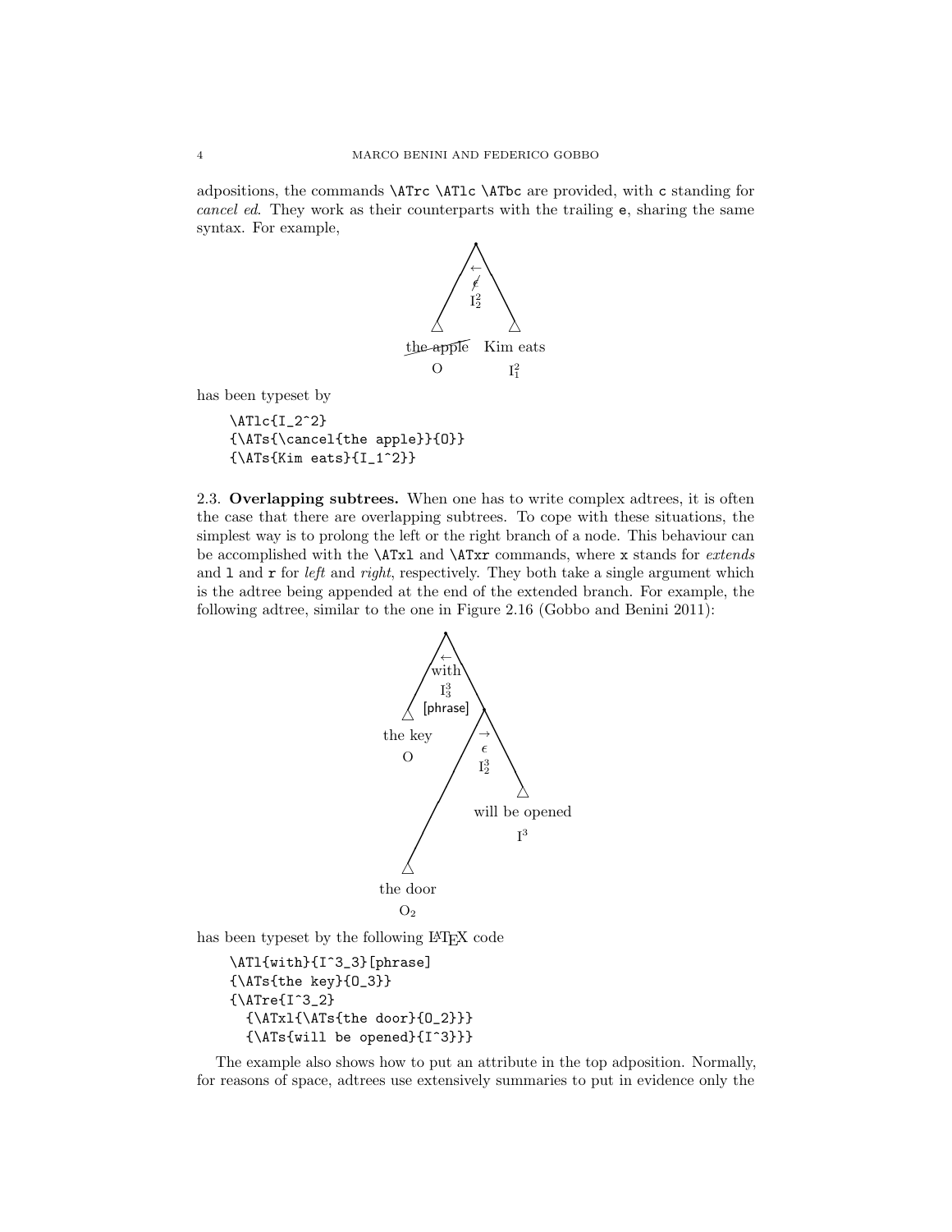adpositions, the commands `\ATrc` `\ATlc` `\ATbc` are provided, with `c` standing for *cancel ed*. They work as their counterparts with the trailing `e`, sharing the same syntax. For example,

has been typeset by

```
\ATlc{I_2^2}
{\ATs{\cancel{the apple}}{O}}
{\ATs{Kim eats}{I_1^2}}
```

**2.3. Overlapping subtrees.** When one has to write complex adtrees, it is often the case that there are overlapping subtrees. To cope with these situations, the simplest way is to prolong the left or the right branch of a node. This behaviour can be accomplished with the `\ATxl` and `\ATxr` commands, where `x` stands for *extends* and `l` and `r` for *left* and *right*, respectively. They both take a single argument which is the adtree being appended at the end of the extended branch. For example, the following adtree, similar to the one in Figure 2.16 (Gobbo and Benini 2011):

has been typeset by the following LaTeX code

```
\ATl{with}{I^3_3}[phrase]
{\ATs{the key}{O_3}}
{\ATre{I^3_2}
  {\ATxl{\ATs{the door}{O_2}}}
  {\ATs{will be opened}{I^3}}}
```

The example also shows how to put an attribute in the top adposition. Normally, for reasons of space, adtrees use extensively summaries to put in evidence only the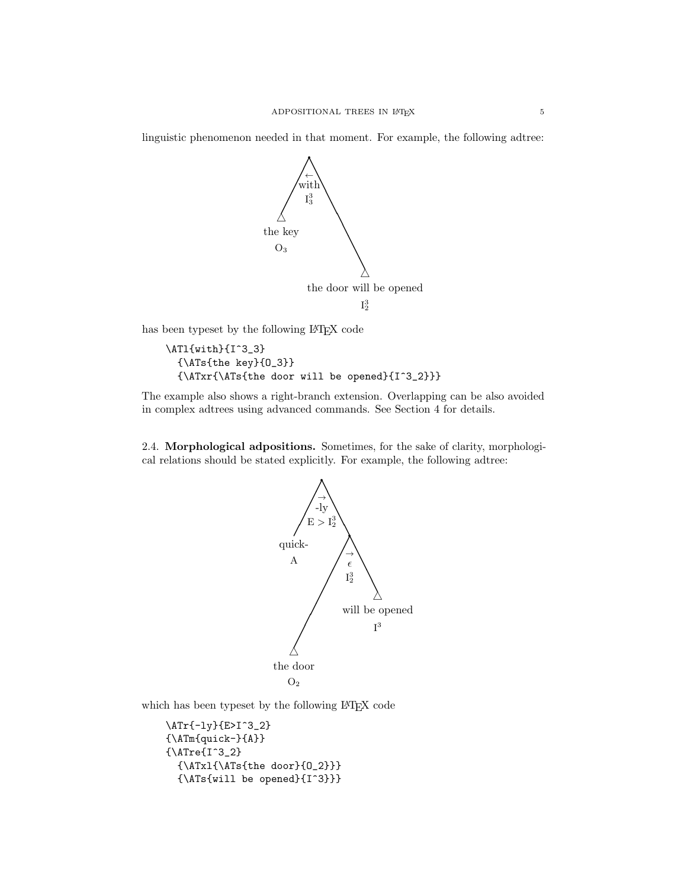linguistic phenomenon needed in that moment. For example, the following adtree:

has been typeset by the following LaTeX code

```
\ATl{with}{I^3_3}
  {\ATs{the key}{O_3}}
  {\ATxr{\ATs{the door will be opened}{I^3_2}}}
```

The example also shows a right-branch extension. Overlapping can be also avoided in complex adtrees using advanced commands. See Section 4 for details.

**2.4. Morphological adpositions.** Sometimes, for the sake of clarity, morphological relations should be stated explicitly. For example, the following adtree:

which has been typeset by the following LaTeX code

```
\ATr{-ly}{E>I^3_2}
{\ATm{quick-}{A}}
{\ATre{I^3_2}
  {\ATxl{\ATs{the door}{O_2}}}
  {\ATs{will be opened}{I^3}}}
```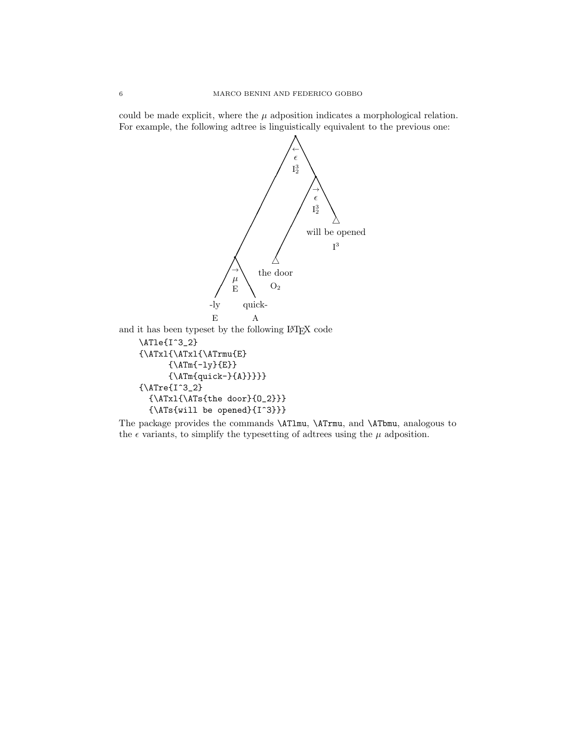could be made explicit, where the $\mu$ adposition indicates a morphological relation. For example, the following adtree is linguistically equivalent to the previous one:

and it has been typeset by the following LaTeX code

```
\ATle{I^3_2}
{\ATxl{\ATxl{\ATrmu{E}
      {\ATm{-ly}{E}}
      {\ATm{quick-}{A}}}}}
{\ATre{I^3_2}
  {\ATxl{\ATs{the door}{O_2}}}
  {\ATs{will be opened}{I^3}}}
```

The package provides the commands `\ATlmu`, `\ATrmu`, and `\ATbmu`, analogous to the $\epsilon$ variants, to simplify the typesetting of adtrees using the $\mu$ adposition.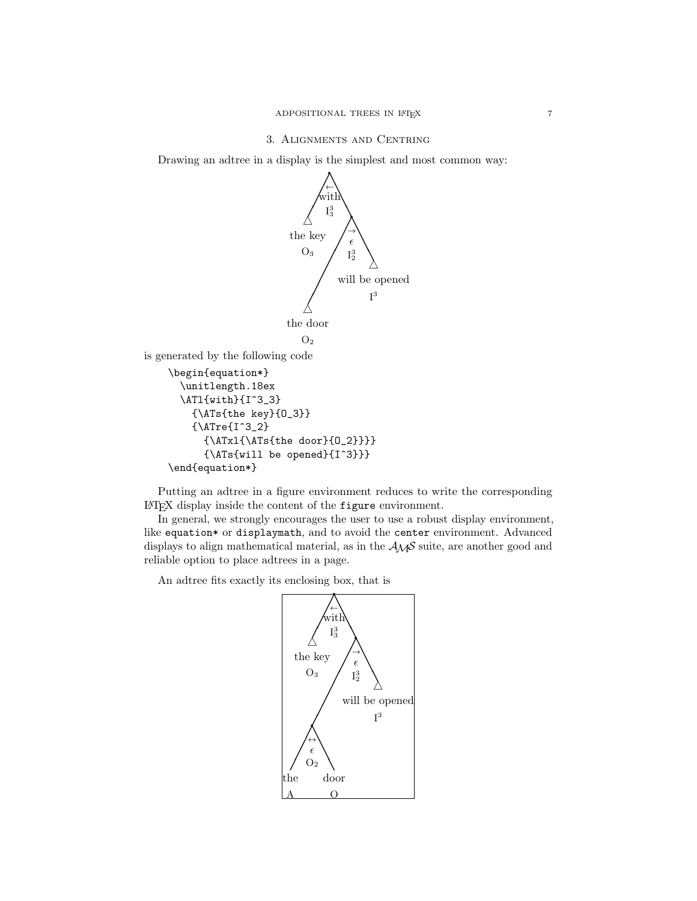## 3. Alignments and Centring

Drawing an adtree in a display is the simplest and most common way:

is generated by the following code

```
\begin{equation*}
  \unitlength.18ex
  \ATl{with}{I^3_3}
    {\ATs{the key}{O_3}}
    {\ATre{I^3_2}
      {\ATxl{\ATs{the door}{O_2}}}}
      {\ATs{will be opened}{I^3}}}
\end{equation*}
```

Putting an adtree in a figure environment reduces to write the corresponding LaTeX display inside the content of the `figure` environment.

In general, we strongly encourages the user to use a robust display environment, like `equation*` or `displaymath`, and to avoid the `center` environment. Advanced displays to align mathematical material, as in the $\mathcal{AMS}$ suite, are another good and reliable option to place adtrees in a page.

An adtree fits exactly its enclosing box, that is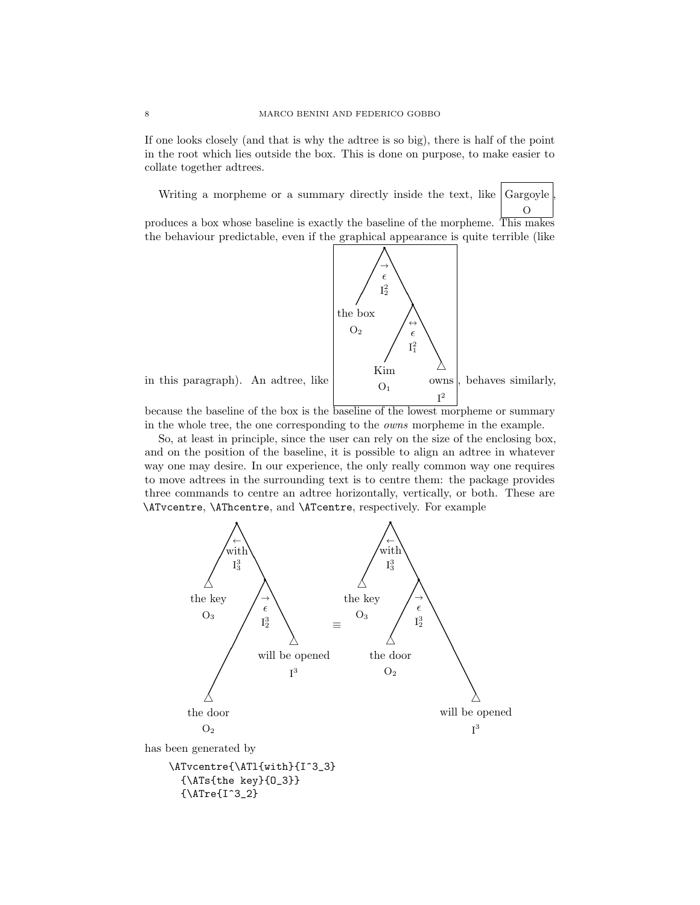If one looks closely (and that is why the adtree is so big), there is half of the point in the root which lies outside the box. This is done on purpose, to make easier to collate together adtrees.

Writing a morpheme or a summary directly inside the text, like Gargoyle O, produces a box whose baseline is exactly the baseline of the morpheme. This makes the behaviour predictable, even if the graphical appearance is quite terrible (like in this paragraph). An adtree, like [adtree: the box $O_2$; Kim $O_1$; owns $I^2$], behaves similarly, because the baseline of the box is the baseline of the lowest morpheme or summary in the whole tree, the one corresponding to the *owns* morpheme in the example.

So, at least in principle, since the user can rely on the size of the enclosing box, and on the position of the baseline, it is possible to align an adtree in whatever way one may desire. In our experience, the only really common way one requires to move adtrees in the surrounding text is to centre them: the package provides three commands to centre an adtree horizontally, vertically, or both. These are `\ATvcentre`, `\AThcentre`, and `\ATcentre`, respectively. For example

[adtree: with $I^3_3$; the key $O_3$; $\epsilon$ $I^3_2$; the door $O_2$; will be opened $I^3$] $\equiv$ [adtree: with $I^3_3$; the key $O_3$; $\epsilon$ $I^3_2$; the door $O_2$; will be opened $I^3$]

has been generated by

```
\ATvcentre{\ATl{with}{I^3_3}
  {\ATs{the key}{O_3}}
  {\ATre{I^3_2}
```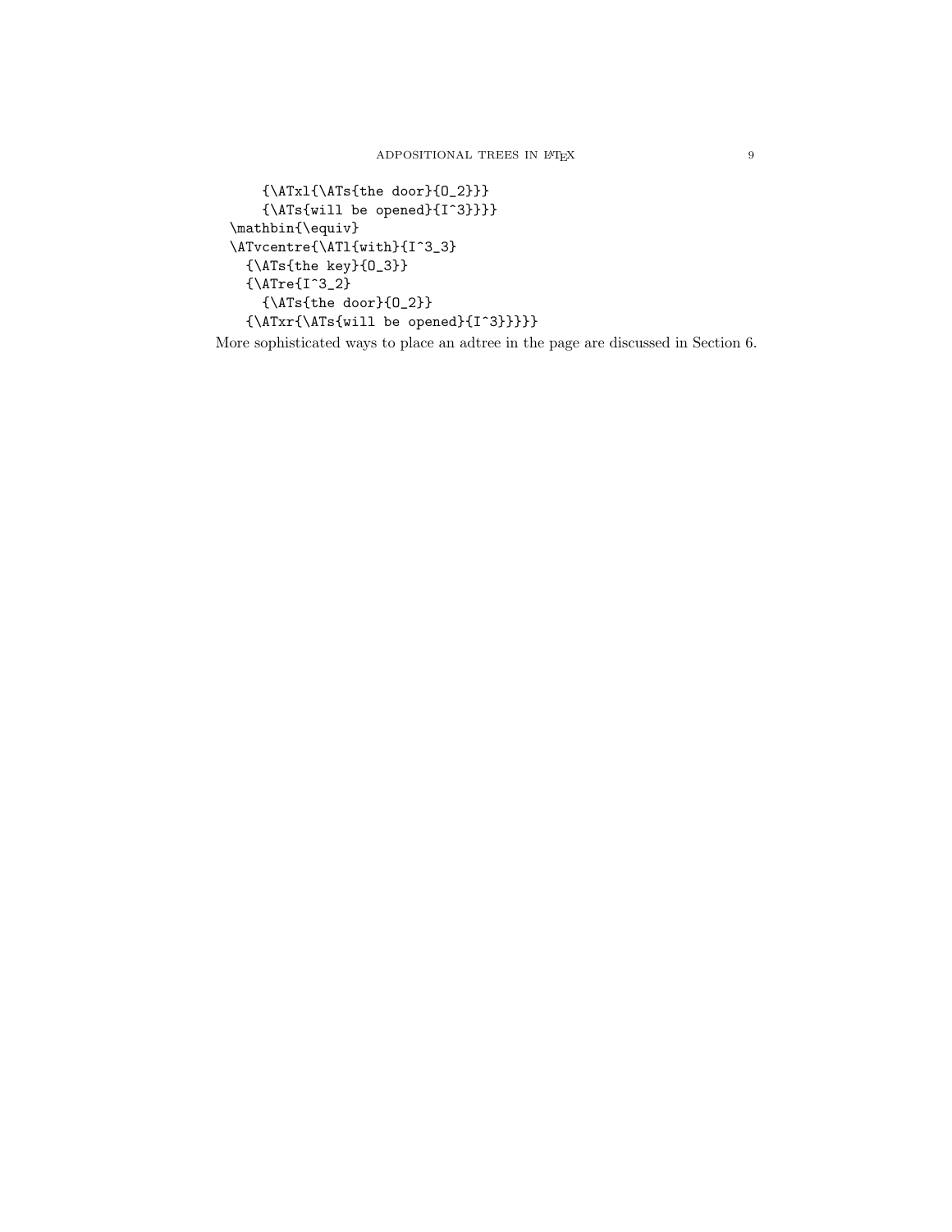```
    {\ATxl{\ATs{the door}{O_2}}}
    {\ATs{will be opened}{I^3}}}}
\mathbin{\equiv}
\ATvcentre{\ATl{with}{I^3_3}
  {\ATs{the key}{O_3}}
  {\ATre{I^3_2}
    {\ATs{the door}{O_2}}
  {\ATxr{\ATs{will be opened}{I^3}}}}}
```

More sophisticated ways to place an adtree in the page are discussed in Section 6.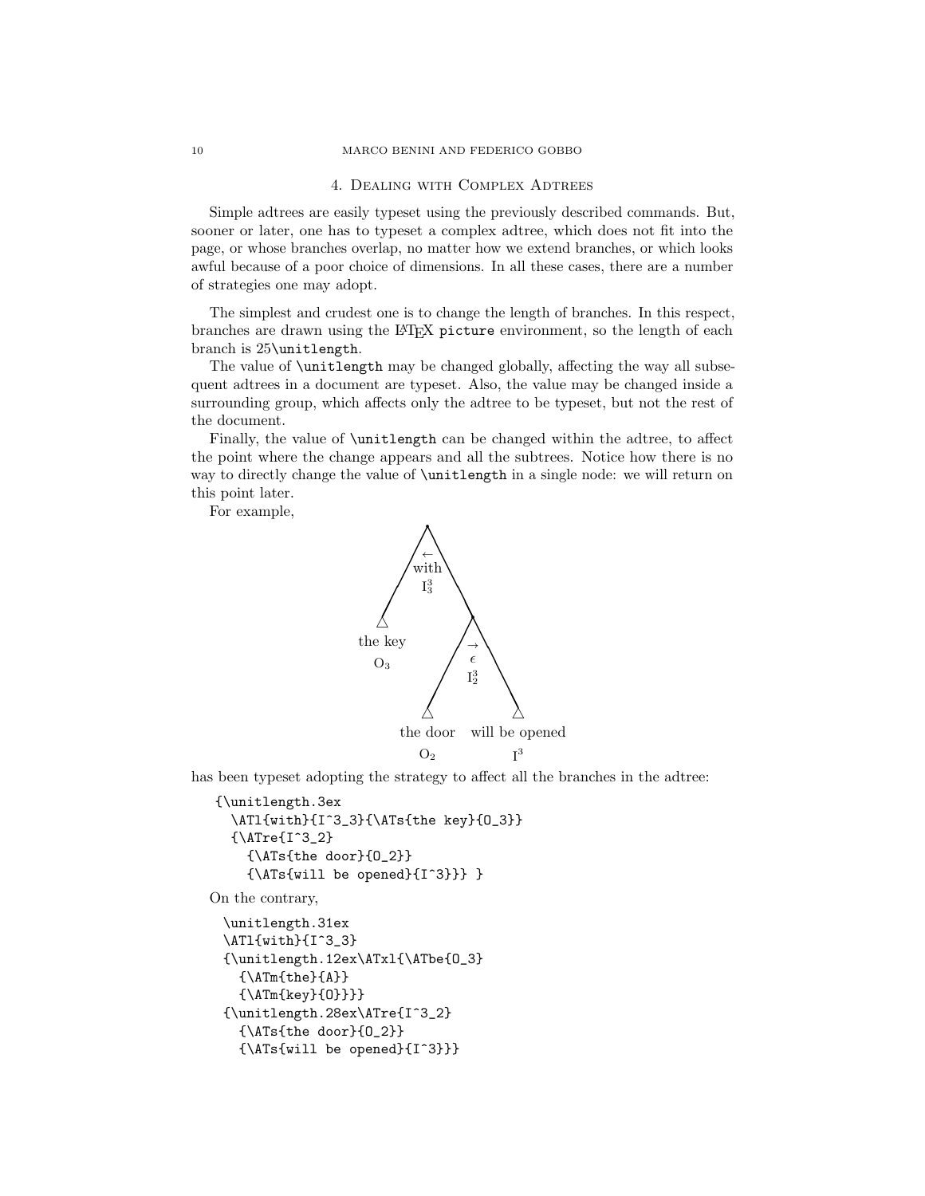## 4. Dealing with Complex Adtrees

Simple adtrees are easily typeset using the previously described commands. But, sooner or later, one has to typeset a complex adtree, which does not fit into the page, or whose branches overlap, no matter how we extend branches, or which looks awful because of a poor choice of dimensions. In all these cases, there are a number of strategies one may adopt.

The simplest and crudest one is to change the length of branches. In this respect, branches are drawn using the LaTeX `picture` environment, so the length of each branch is 25`\unitlength`.

The value of `\unitlength` may be changed globally, affecting the way all subsequent adtrees in a document are typeset. Also, the value may be changed inside a surrounding group, which affects only the adtree to be typeset, but not the rest of the document.

Finally, the value of `\unitlength` can be changed within the adtree, to affect the point where the change appears and all the subtrees. Notice how there is no way to directly change the value of `\unitlength` in a single node: we will return on this point later.

For example,

```
                ←
               with
               I^3_3
      the key          →
      O_3              ϵ
                      I^3_2
            the door     will be opened
            O_2          I^3
```

has been typeset adopting the strategy to affect all the branches in the adtree:

```
{\unitlength.3ex
  \ATl{with}{I^3_3}{\ATs{the key}{O_3}}
  {\ATre{I^3_2}
    {\ATs{the door}{O_2}}
    {\ATs{will be opened}{I^3}}} }
```

On the contrary,

```
\unitlength.31ex
\ATl{with}{I^3_3}
{\unitlength.12ex\ATxl{\ATbe{O_3}
  {\ATm{the}{A}}
  {\ATm{key}{O}}}}
{\unitlength.28ex\ATre{I^3_2}
  {\ATs{the door}{O_2}}
  {\ATs{will be opened}{I^3}}}
```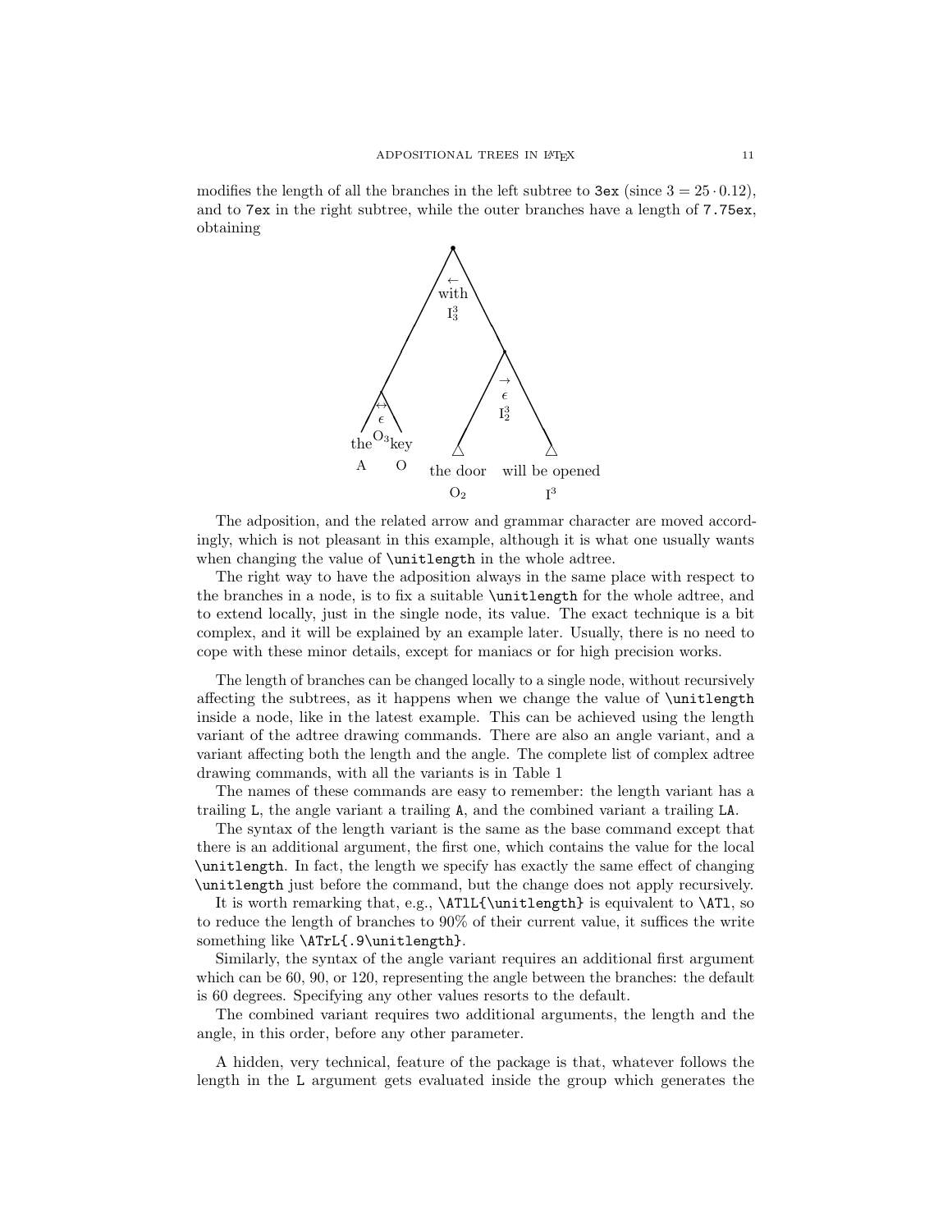modifies the length of all the branches in the left subtree to `3ex` (since $3 = 25 \cdot 0.12$), and to `7ex` in the right subtree, while the outer branches have a length of `7.75ex`, obtaining

The adposition, and the related arrow and grammar character are moved accordingly, which is not pleasant in this example, although it is what one usually wants when changing the value of `\unitlength` in the whole adtree.

The right way to have the adposition always in the same place with respect to the branches in a node, is to fix a suitable `\unitlength` for the whole adtree, and to extend locally, just in the single node, its value. The exact technique is a bit complex, and it will be explained by an example later. Usually, there is no need to cope with these minor details, except for maniacs or for high precision works.

The length of branches can be changed locally to a single node, without recursively affecting the subtrees, as it happens when we change the value of `\unitlength` inside a node, like in the latest example. This can be achieved using the length variant of the adtree drawing commands. There are also an angle variant, and a variant affecting both the length and the angle. The complete list of complex adtree drawing commands, with all the variants is in Table 1

The names of these commands are easy to remember: the length variant has a trailing `L`, the angle variant a trailing `A`, and the combined variant a trailing `LA`.

The syntax of the length variant is the same as the base command except that there is an additional argument, the first one, which contains the value for the local `\unitlength`. In fact, the length we specify has exactly the same effect of changing `\unitlength` just before the command, but the change does not apply recursively.

It is worth remarking that, e.g., `\ATlL{\unitlength}` is equivalent to `\ATl`, so to reduce the length of branches to 90% of their current value, it suffices the write something like `\ATrL{.9\unitlength}`.

Similarly, the syntax of the angle variant requires an additional first argument which can be 60, 90, or 120, representing the angle between the branches: the default is 60 degrees. Specifying any other values resorts to the default.

The combined variant requires two additional arguments, the length and the angle, in this order, before any other parameter.

A hidden, very technical, feature of the package is that, whatever follows the length in the `L` argument gets evaluated inside the group which generates the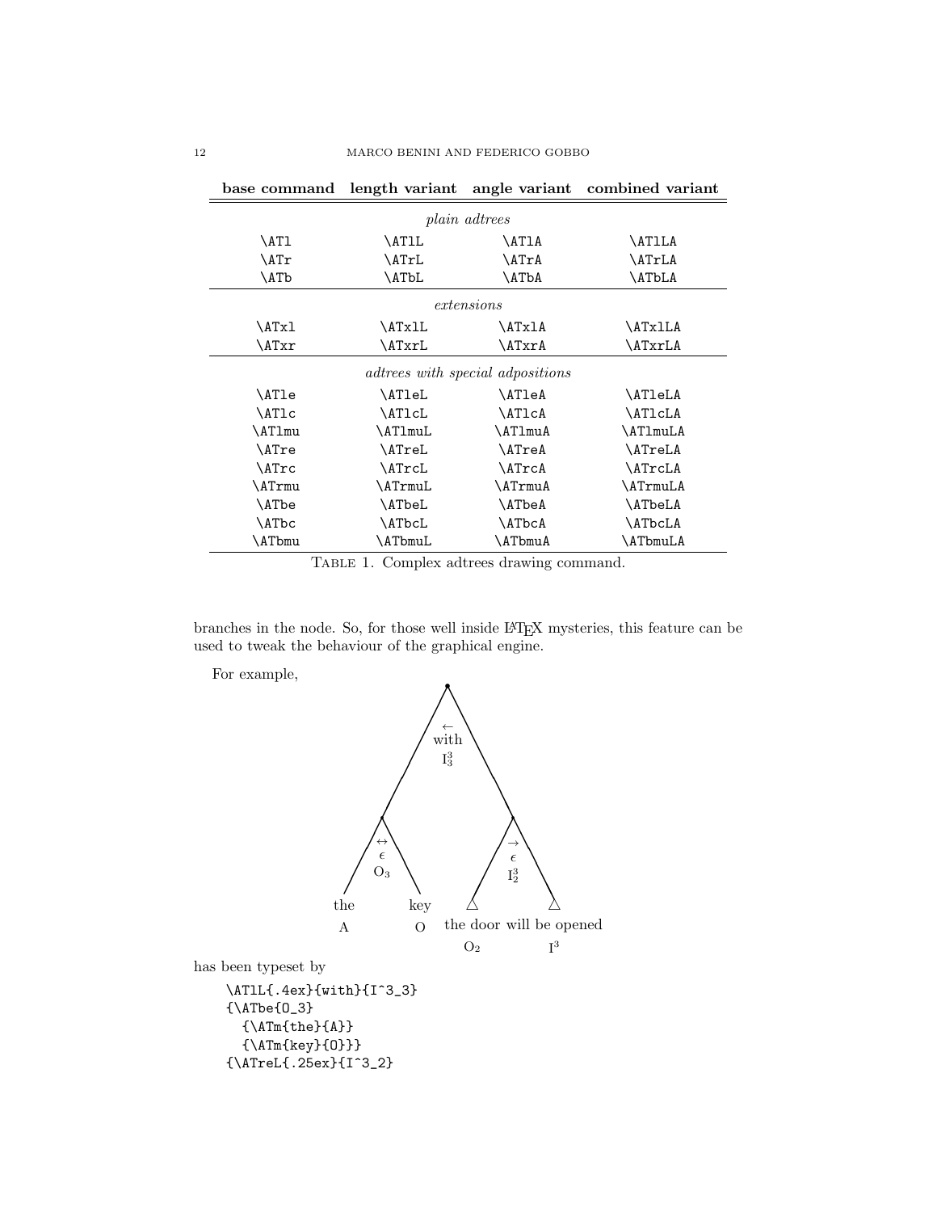| base command | length variant | angle variant | combined variant |
|---|---|---|---|
| | *plain adtrees* | | |
| `\ATl` | `\ATlL` | `\ATlA` | `\ATlLA` |
| `\ATr` | `\ATrL` | `\ATrA` | `\ATrLA` |
| `\ATb` | `\ATbL` | `\ATbA` | `\ATbLA` |
| | *extensions* | | |
| `\ATxl` | `\ATxlL` | `\ATxlA` | `\ATxlLA` |
| `\ATxr` | `\ATxrL` | `\ATxrA` | `\ATxrLA` |
| | *adtrees with special adpositions* | | |
| `\ATle` | `\ATleL` | `\ATleA` | `\ATleLA` |
| `\ATlc` | `\ATlcL` | `\ATlcA` | `\ATlcLA` |
| `\ATlmu` | `\ATlmuL` | `\ATlmuA` | `\ATlmuLA` |
| `\ATre` | `\ATreL` | `\ATreA` | `\ATreLA` |
| `\ATrc` | `\ATrcL` | `\ATrcA` | `\ATrcLA` |
| `\ATrmu` | `\ATrmuL` | `\ATrmuA` | `\ATrmuLA` |
| `\ATbe` | `\ATbeL` | `\ATbeA` | `\ATbeLA` |
| `\ATbc` | `\ATbcL` | `\ATbcA` | `\ATbcLA` |
| `\ATbmu` | `\ATbmuL` | `\ATbmuA` | `\ATbmuLA` |

TABLE 1. Complex adtrees drawing command.

branches in the node. So, for those well inside LaTeX mysteries, this feature can be used to tweak the behaviour of the graphical engine.

For example,

← with $I^3_3$

↔ $\epsilon$ $O_3$ → $\epsilon$ $I^3_2$

the A key O the door $O_2$ will be opened $I^3$

has been typeset by

```
\ATlL{.4ex}{with}{I^3_3}
{\ATbe{O_3}
  {\ATm{the}{A}}
  {\ATm{key}{O}}}
{\ATreL{.25ex}{I^3_2}
```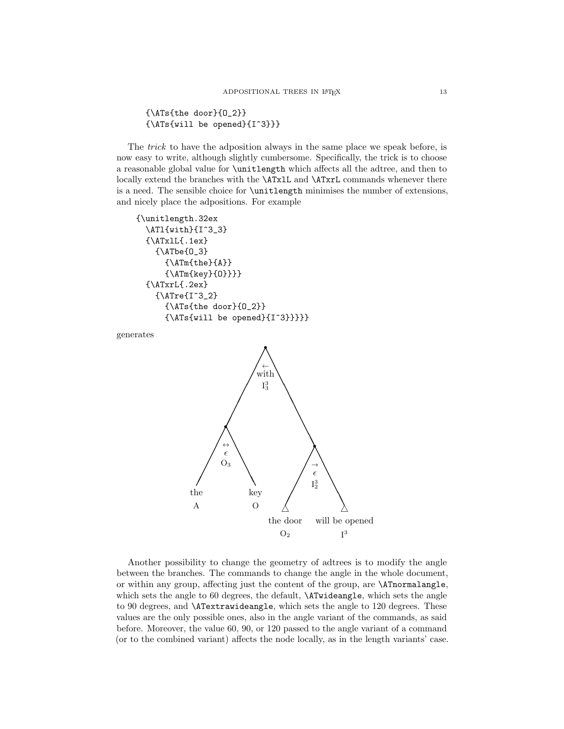```
  {\ATs{the door}{O_2}}
  {\ATs{will be opened}{I^3}}}
```

The *trick* to have the adposition always in the same place we speak before, is now easy to write, although slightly cumbersome. Specifically, the trick is to choose a reasonable global value for `\unitlength` which affects all the adtree, and then to locally extend the branches with the `\ATxlL` and `\ATxrL` commands whenever there is a need. The sensible choice for `\unitlength` minimises the number of extensions, and nicely place the adpositions. For example

```
{\unitlength.32ex
  \ATl{with}{I^3_3}
  {\ATxlL{.1ex}
    {\ATbe{O_3}
      {\ATm{the}{A}}
      {\ATm{key}{O}}}}
  {\ATxrL{.2ex}
    {\ATre{I^3_2}
      {\ATs{the door}{O_2}}
      {\ATs{will be opened}{I^3}}}}}
```

generates

$\leftarrow$ with $I^3_3$

$\leftrightarrow$ $\epsilon$ $O_3$

the A key O

$\rightarrow$ $\epsilon$ $I^3_2$

the door $O_2$ will be opened $I^3$

Another possibility to change the geometry of adtrees is to modify the angle between the branches. The commands to change the angle in the whole document, or within any group, affecting just the content of the group, are `\ATnormalangle`, which sets the angle to 60 degrees, the default, `\ATwideangle`, which sets the angle to 90 degrees, and `\ATextrawideangle`, which sets the angle to 120 degrees. These values are the only possible ones, also in the angle variant of the commands, as said before. Moreover, the value 60, 90, or 120 passed to the angle variant of a command (or to the combined variant) affects the node locally, as in the length variants' case.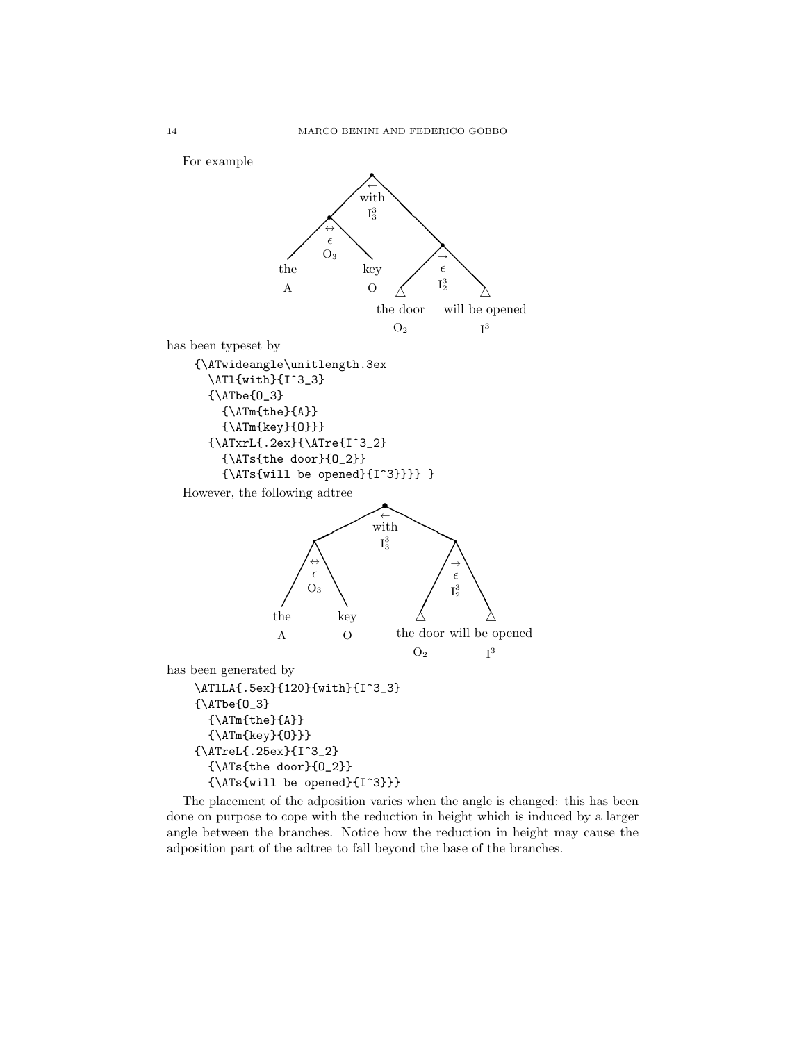For example

has been typeset by

```
{\ATwideangle\unitlength.3ex
  \ATl{with}{I^3_3}
  {\ATbe{O_3}
    {\ATm{the}{A}}
    {\ATm{key}{O}}}
  {\ATxrL{.2ex}{\ATre{I^3_2}
    {\ATs{the door}{O_2}}
    {\ATs{will be opened}{I^3}}}} }
```

However, the following adtree

has been generated by

```
\ATlLA{.5ex}{120}{with}{I^3_3}
{\ATbe{O_3}
  {\ATm{the}{A}}
  {\ATm{key}{O}}}
{\ATreL{.25ex}{I^3_2}
  {\ATs{the door}{O_2}}
  {\ATs{will be opened}{I^3}}}
```

The placement of the adposition varies when the angle is changed: this has been done on purpose to cope with the reduction in height which is induced by a larger angle between the branches. Notice how the reduction in height may cause the adposition part of the adtree to fall beyond the base of the branches.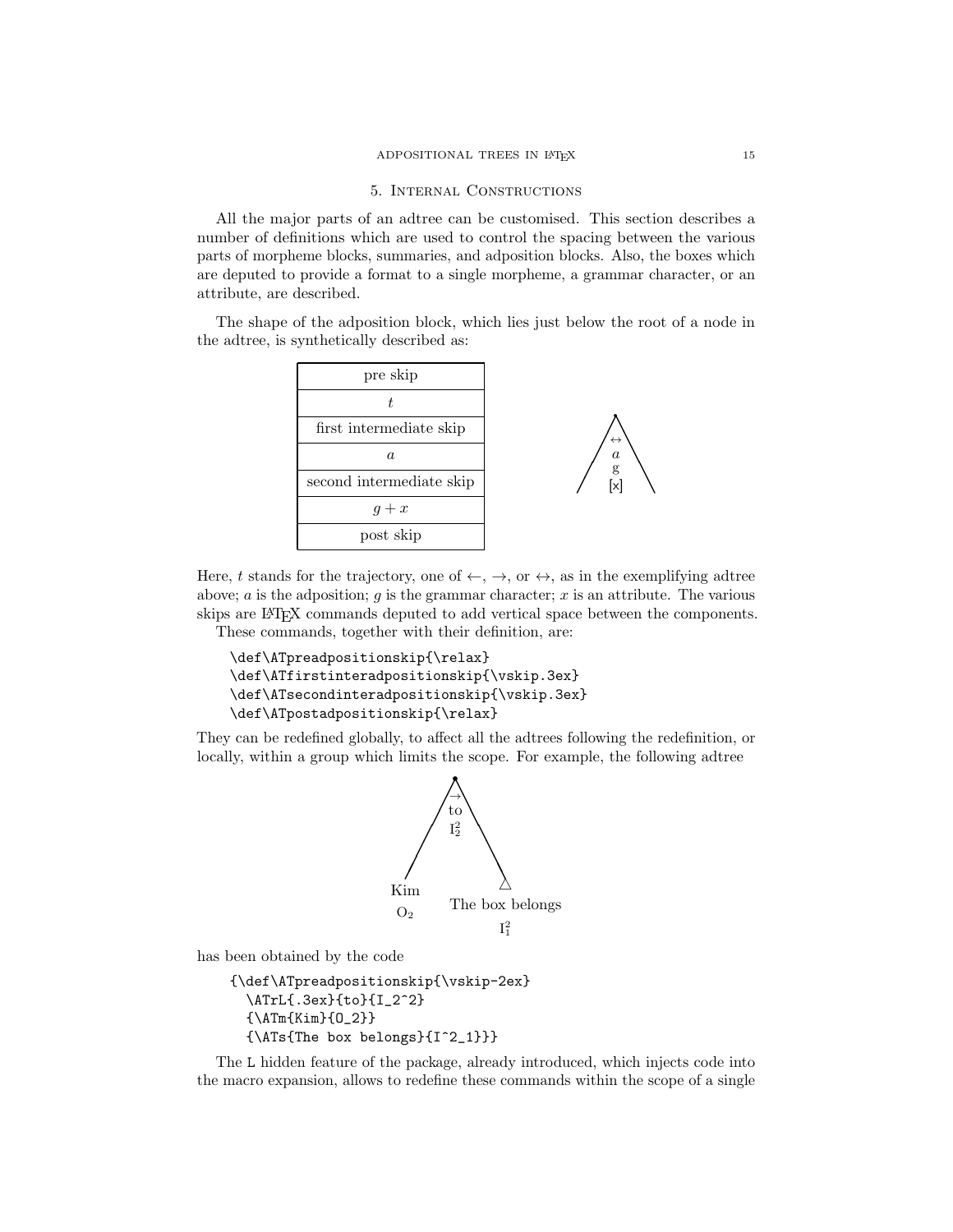## 5. Internal Constructions

All the major parts of an adtree can be customised. This section describes a number of definitions which are used to control the spacing between the various parts of morpheme blocks, summaries, and adposition blocks. Also, the boxes which are deputed to provide a format to a single morpheme, a grammar character, or an attribute, are described.

The shape of the adposition block, which lies just below the root of a node in the adtree, is synthetically described as:

| pre skip |
|---|
| $t$ |
| first intermediate skip |
| $a$ |
| second intermediate skip |
| $g + x$ |
| post skip |

Here, $t$ stands for the trajectory, one of $\leftarrow$, $\rightarrow$, or $\leftrightarrow$, as in the exemplifying adtree above; $a$ is the adposition; $g$ is the grammar character; $x$ is an attribute. The various skips are LaTeX commands deputed to add vertical space between the components.

These commands, together with their definition, are:

```
\def\ATpreadpositionskip{\relax}
\def\ATfirstinteradpositionskip{\vskip.3ex}
\def\ATsecondinteradpositionskip{\vskip.3ex}
\def\ATpostadpositionskip{\relax}
```

They can be redefined globally, to affect all the adtrees following the redefinition, or locally, within a group which limits the scope. For example, the following adtree

has been obtained by the code

```
{\def\ATpreadpositionskip{\vskip-2ex}
  \ATrL{.3ex}{to}{I_2^2}
  {\ATm{Kim}{O_2}}
  {\ATs{The box belongs}{I^2_1}}}
```

The L hidden feature of the package, already introduced, which injects code into the macro expansion, allows to redefine these commands within the scope of a single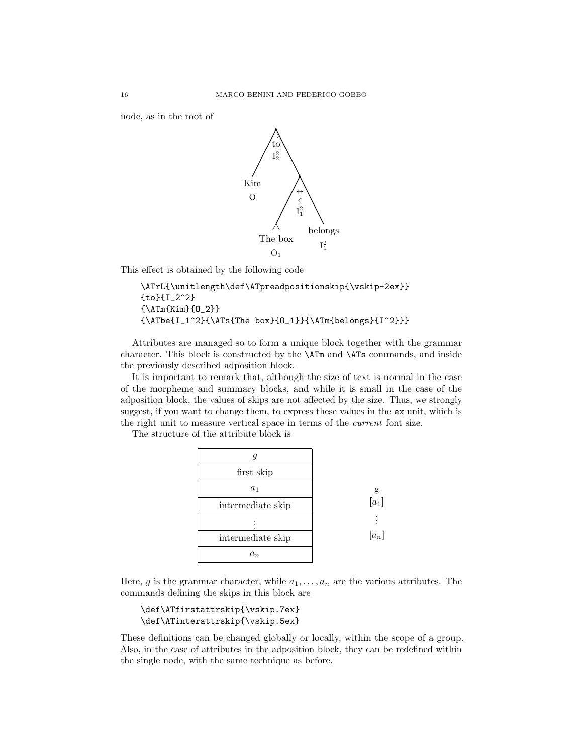node, as in the root of

This effect is obtained by the following code

```
\ATrL{\unitlength\def\ATpreadpositionskip{\vskip-2ex}}
{to}{I_2^2}
{\ATm{Kim}{O_2}}
{\ATbe{I_1^2}{\ATs{The box}{O_1}}{\ATm{belongs}{I^2}}}
```

Attributes are managed so to form a unique block together with the grammar character. This block is constructed by the `\ATm` and `\ATs` commands, and inside the previously described adposition block.

It is important to remark that, although the size of text is normal in the case of the morpheme and summary blocks, and while it is small in the case of the adposition block, the values of skips are not affected by the size. Thus, we strongly suggest, if you want to change them, to express these values in the `ex` unit, which is the right unit to measure vertical space in terms of the *current* font size.

The structure of the attribute block is

| $g$ |
|---|
| first skip |
| $a_1$ |
| intermediate skip |
| $\vdots$ |
| intermediate skip |
| $a_n$ |

g
$[a_1]$
$\vdots$
$[a_n]$

Here, $g$ is the grammar character, while $a_1, \ldots, a_n$ are the various attributes. The commands defining the skips in this block are

```
\def\ATfirstattrskip{\vskip.7ex}
\def\ATinterattrskip{\vskip.5ex}
```

These definitions can be changed globally or locally, within the scope of a group. Also, in the case of attributes in the adposition block, they can be redefined within the single node, with the same technique as before.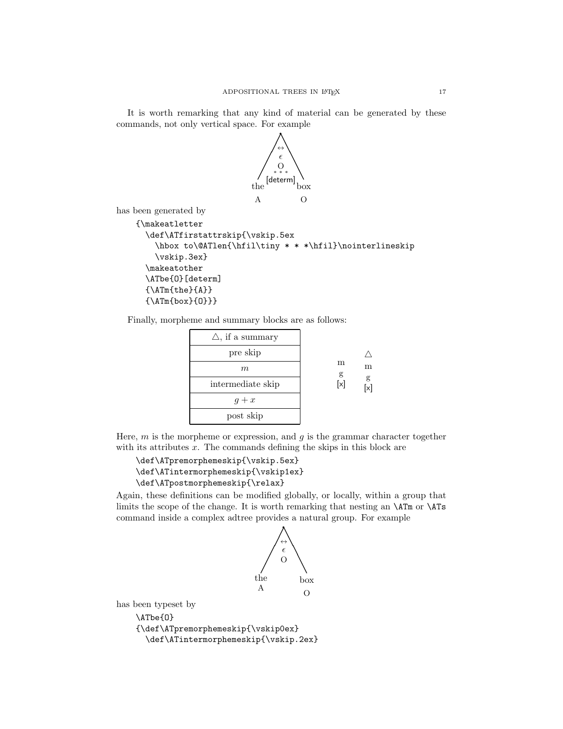It is worth remarking that any kind of material can be generated by these commands, not only vertical space. For example

has been generated by

```
{\makeatletter
  \def\ATfirstattrskip{\vskip.5ex
    \hbox to\@ATlen{\hfil\tiny * * *\hfil}\nointerlineskip
    \vskip.3ex}
  \makeatother
  \ATbe{O}[determ]
  {\ATm{the}{A}}
  {\ATm{box}{O}}}
```

Finally, morpheme and summary blocks are as follows:

| $\triangle$, if a summary |
|---|
| pre skip |
| $m$ |
| intermediate skip |
| $g + x$ |
| post skip |

Here, $m$ is the morpheme or expression, and $g$ is the grammar character together with its attributes $x$. The commands defining the skips in this block are

```
\def\ATpremorphemeskip{\vskip.5ex}
\def\ATintermorphemeskip{\vskip1ex}
\def\ATpostmorphemeskip{\relax}
```

Again, these definitions can be modified globally, or locally, within a group that limits the scope of the change. It is worth remarking that nesting an `\ATm` or `\ATs` command inside a complex adtree provides a natural group. For example

has been typeset by

```
\ATbe{O}
{\def\ATpremorphemeskip{\vskip0ex}
  \def\ATintermorphemeskip{\vskip.2ex}
```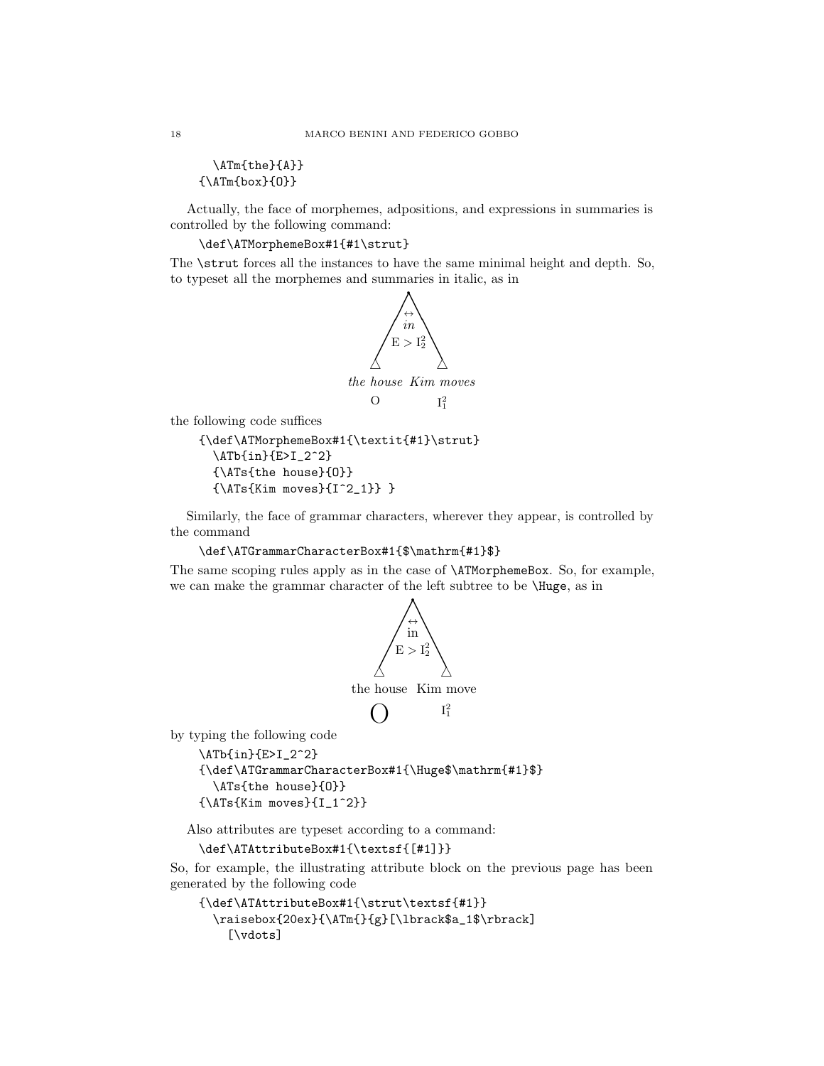```
    \ATm{the}{A}}
  {\ATm{box}{O}}
```

Actually, the face of morphemes, adpositions, and expressions in summaries is controlled by the following command:

```
\def\ATMorphemeBox#1{#1\strut}
```

The `\strut` forces all the instances to have the same minimal height and depth. So, to typeset all the morphemes and summaries in italic, as in

$$\begin{array}{c} \leftrightarrow \\ \textit{in} \\ \mathrm{E} > \mathrm{I}^2_2 \end{array}$$

*the house* &nbsp; *Kim moves*

$\mathrm{O}$ &nbsp; $\mathrm{I}^2_1$

the following code suffices

```
{\def\ATMorphemeBox#1{\textit{#1}\strut}
  \ATb{in}{E>I_2^2}
  {\ATs{the house}{O}}
  {\ATs{Kim moves}{I^2_1}} }
```

Similarly, the face of grammar characters, wherever they appear, is controlled by the command

```
\def\ATGrammarCharacterBox#1{$\mathrm{#1}$}
```

The same scoping rules apply as in the case of `\ATMorphemeBox`. So, for example, we can make the grammar character of the left subtree to be `\Huge`, as in

$$\begin{array}{c} \leftrightarrow \\ \mathrm{in} \\ \mathrm{E} > \mathrm{I}^2_2 \end{array}$$

the house &nbsp; Kim move

$\mathrm{O}$ &nbsp; $\mathrm{I}^2_1$

by typing the following code

```
\ATb{in}{E>I_2^2}
{\def\ATGrammarCharacterBox#1{\Huge$\mathrm{#1}$}
  \ATs{the house}{O}}
{\ATs{Kim moves}{I_1^2}}
```

Also attributes are typeset according to a command:

```
\def\ATAttributeBox#1{\textsf{[#1]}}
```

So, for example, the illustrating attribute block on the previous page has been generated by the following code

```
{\def\ATAttributeBox#1{\strut\textsf{#1}}
  \raisebox{20ex}{\ATm{}{g}[\lbrack$a_1$\rbrack]
    [\vdots]
```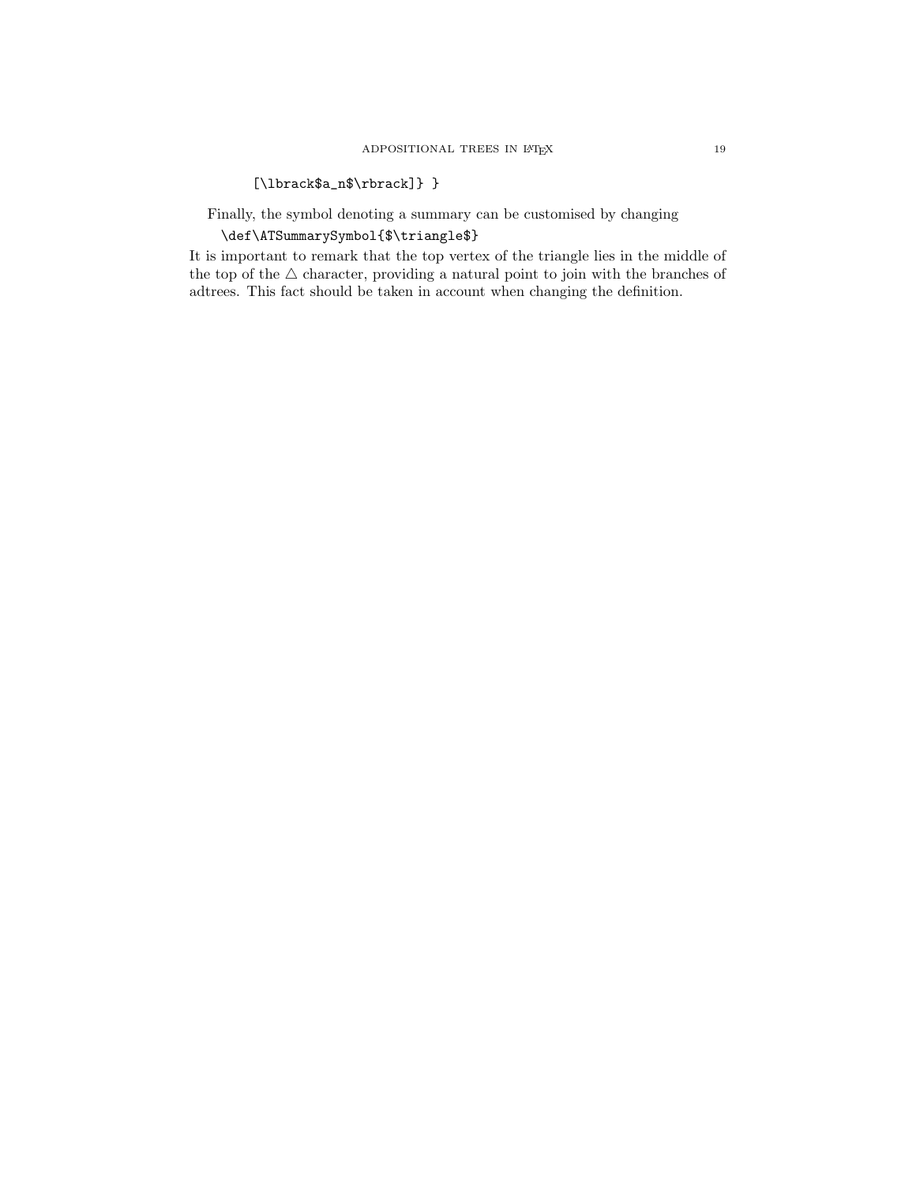```
  [\lbrack$a_n$\rbrack]} }
```

Finally, the symbol denoting a summary can be customised by changing

```
\def\ATSummarySymbol{$\triangle$}
```

It is important to remark that the top vertex of the triangle lies in the middle of the top of the $\triangle$ character, providing a natural point to join with the branches of adtrees. This fact should be taken in account when changing the definition.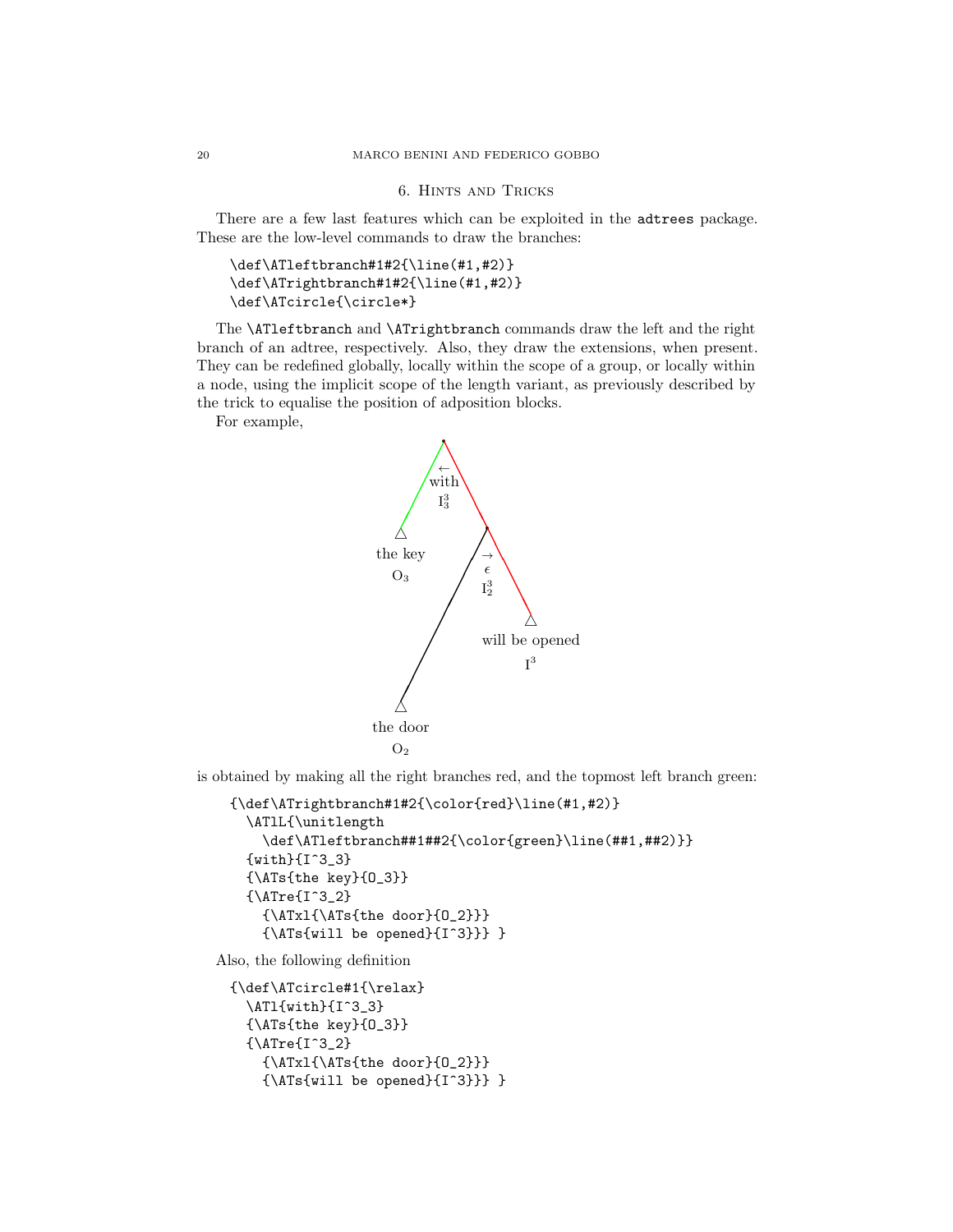## 6. Hints and Tricks

There are a few last features which can be exploited in the `adtrees` package. These are the low-level commands to draw the branches:

```
\def\ATleftbranch#1#2{\line(#1,#2)}
\def\ATrightbranch#1#2{\line(#1,#2)}
\def\ATcircle{\circle*}
```

The `\ATleftbranch` and `\ATrightbranch` commands draw the left and the right branch of an adtree, respectively. Also, they draw the extensions, when present. They can be redefined globally, locally within the scope of a group, or locally within a node, using the implicit scope of the length variant, as previously described by the trick to equalise the position of adposition blocks.

For example,

is obtained by making all the right branches red, and the topmost left branch green:

```
{\def\ATrightbranch#1#2{\color{red}\line(#1,#2)}
  \ATlL{\unitlength
    \def\ATleftbranch##1##2{\color{green}\line(##1,##2)}}
  {with}{I^3_3}
  {\ATs{the key}{O_3}}
  {\ATre{I^3_2}
    {\ATxl{\ATs{the door}{O_2}}}
    {\ATs{will be opened}{I^3}}} }
```

Also, the following definition

```
{\def\ATcircle#1{\relax}
  \ATl{with}{I^3_3}
  {\ATs{the key}{O_3}}
  {\ATre{I^3_2}
    {\ATxl{\ATs{the door}{O_2}}}
    {\ATs{will be opened}{I^3}}} }
```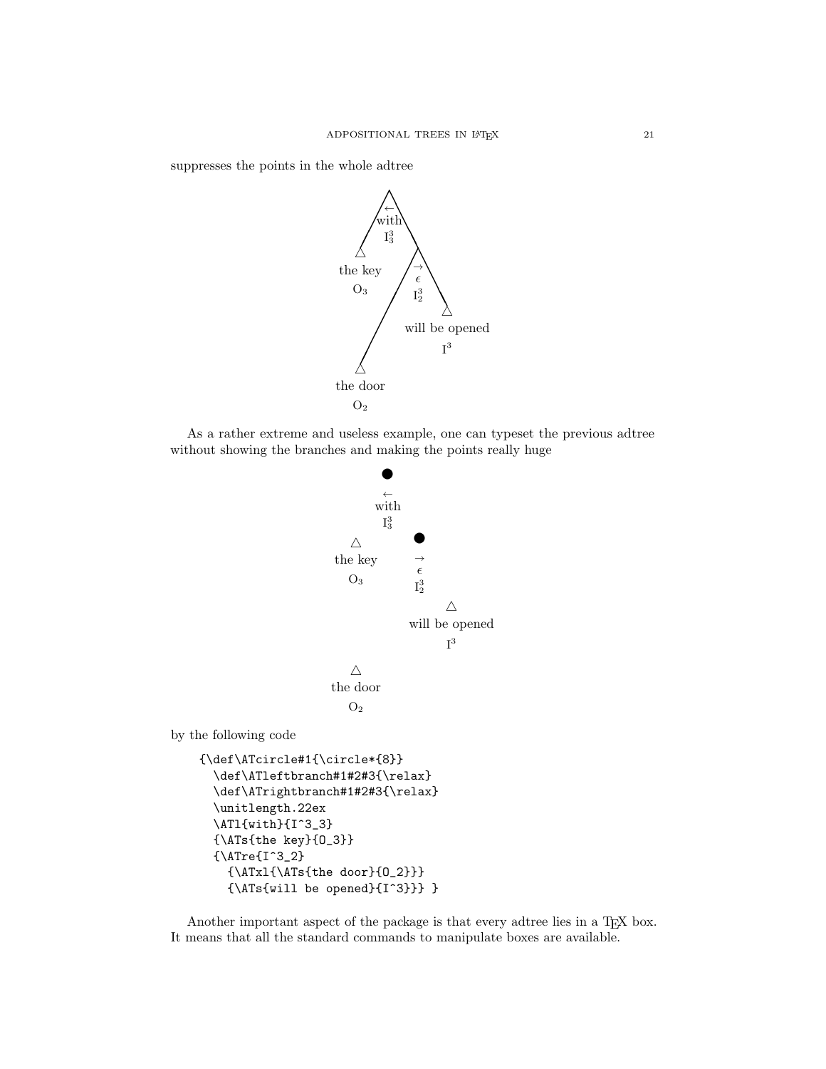suppresses the points in the whole adtree

←
with
$I^3_3$

the key
$O_3$

→
$\epsilon$
$I^3_2$

will be opened
$I^3$

the door
$O_2$

As a rather extreme and useless example, one can typeset the previous adtree without showing the branches and making the points really huge

←
with
$I^3_3$

the key
$O_3$

→
$\epsilon$
$I^3_2$

will be opened
$I^3$

the door
$O_2$

by the following code

```
{\def\ATcircle#1{\circle*{8}}
  \def\ATleftbranch#1#2#3{\relax}
  \def\ATrightbranch#1#2#3{\relax}
  \unitlength.22ex
  \ATl{with}{I^3_3}
  {\ATs{the key}{O_3}}
  {\ATre{I^3_2}
    {\ATxl{\ATs{the door}{O_2}}}
    {\ATs{will be opened}{I^3}}} }
```

Another important aspect of the package is that every adtree lies in a TEX box. It means that all the standard commands to manipulate boxes are available.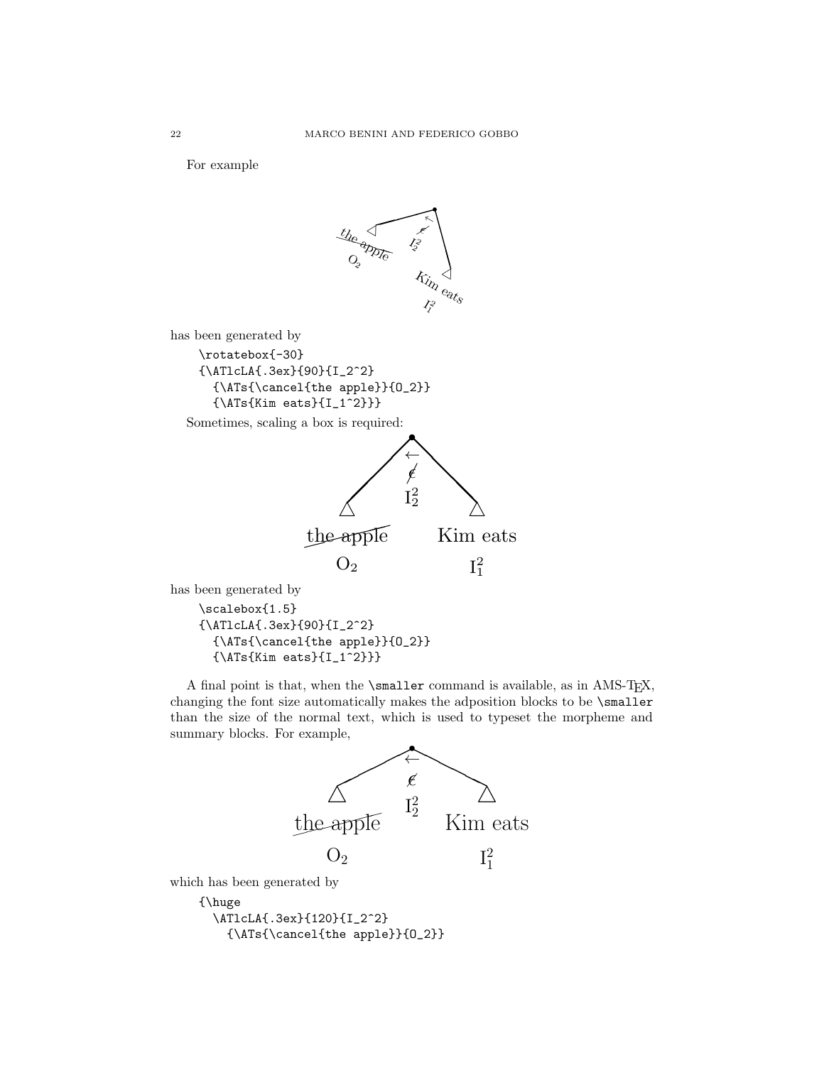For example

has been generated by

```
\rotatebox{-30}
{\ATlcLA{.3ex}{90}{I_2^2}
  {\ATs{\cancel{the apple}}{O_2}}
  {\ATs{Kim eats}{I_1^2}}}
```

Sometimes, scaling a box is required:

has been generated by

```
\scalebox{1.5}
{\ATlcLA{.3ex}{90}{I_2^2}
  {\ATs{\cancel{the apple}}{O_2}}
  {\ATs{Kim eats}{I_1^2}}}
```

A final point is that, when the `\smaller` command is available, as in AMS-TEX, changing the font size automatically makes the adposition blocks to be `\smaller` than the size of the normal text, which is used to typeset the morpheme and summary blocks. For example,

which has been generated by

```
{\huge
  \ATlcLA{.3ex}{120}{I_2^2}
    {\ATs{\cancel{the apple}}{O_2}}
```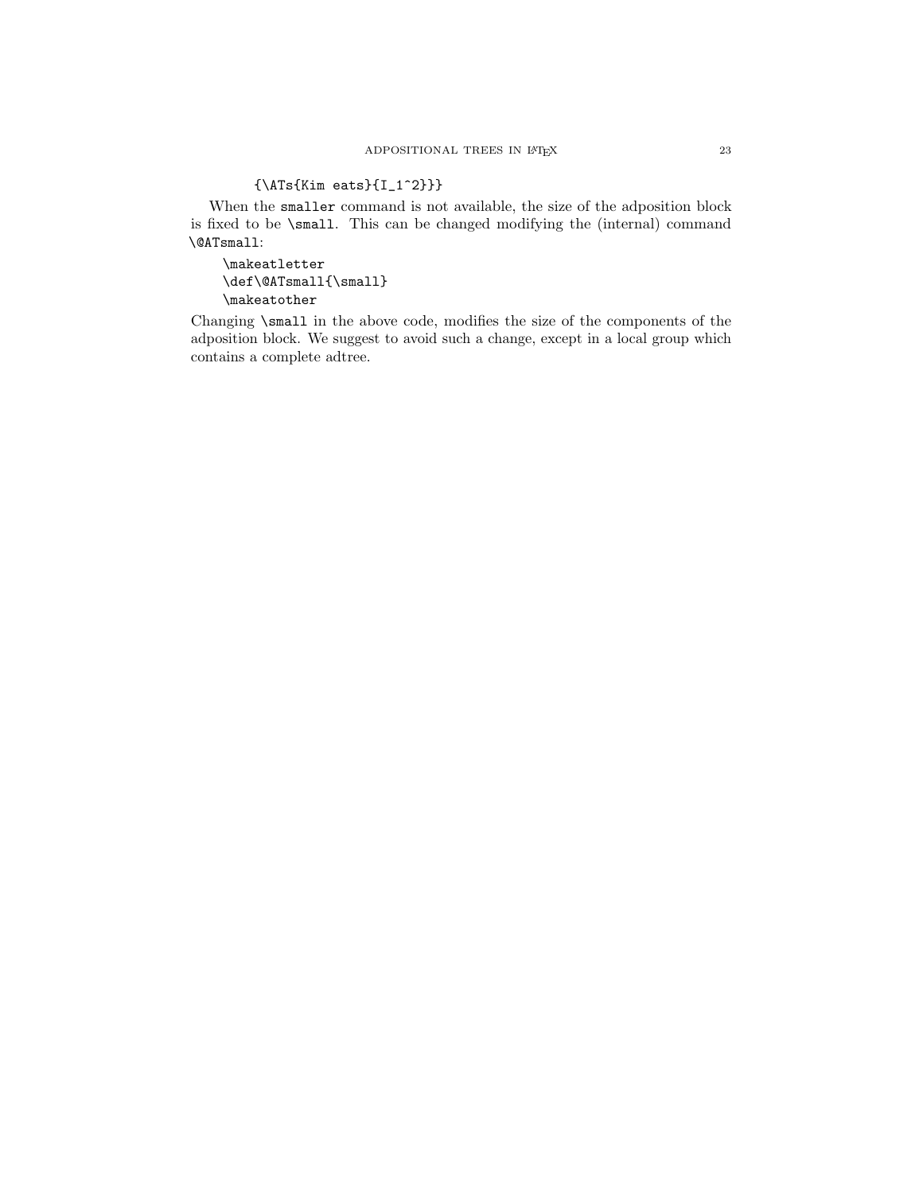```
    {\ATs{Kim eats}{I_1^2}}}
```

When the `smaller` command is not available, the size of the adposition block is fixed to be `\small`. This can be changed modifying the (internal) command `\@ATsmall`:

```
\makeatletter
\def\@ATsmall{\small}
\makeatother
```

Changing `\small` in the above code, modifies the size of the components of the adposition block. We suggest to avoid such a change, except in a local group which contains a complete adtree.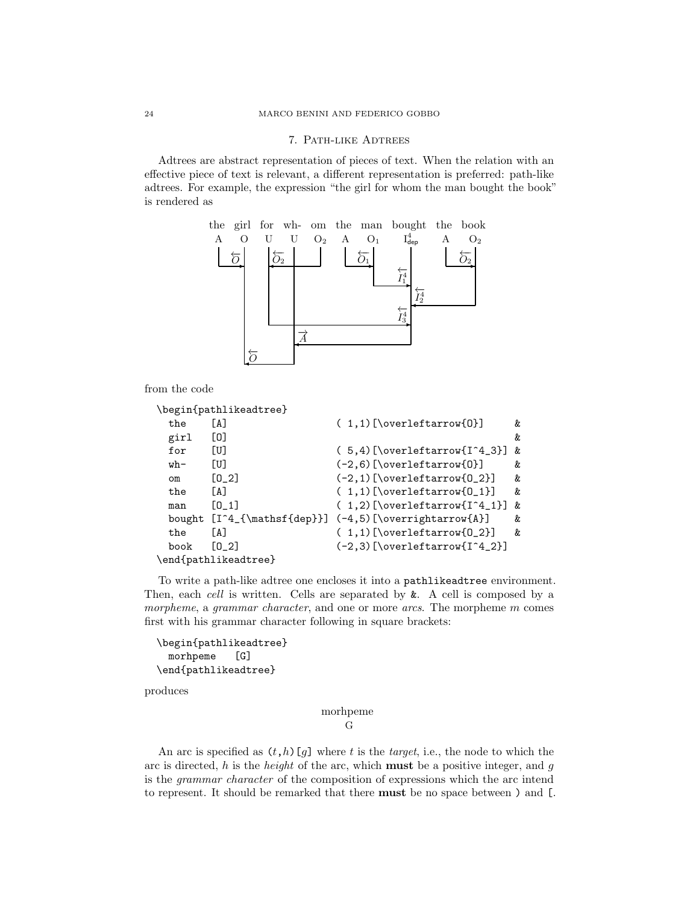## 7. Path-like Adtrees

Adtrees are abstract representation of pieces of text. When the relation with an effective piece of text is relevant, a different representation is preferred: path-like adtrees. For example, the expression "the girl for whom the man bought the book" is rendered as

from the code

```
\begin{pathlikeadtree}
  the     [A]                   ( 1,1)[\overleftarrow{O}]      &
  girl    [O]                                                  &
  for     [U]                   ( 5,4)[\overleftarrow{I^4_3}]  &
  wh-     [U]                   (-2,6)[\overleftarrow{O}]      &
  om      [O_2]                 (-2,1)[\overleftarrow{O_2}]    &
  the     [A]                   ( 1,1)[\overleftarrow{O_1}]    &
  man     [O_1]                 ( 1,2)[\overleftarrow{I^4_1}]  &
  bought  [I^4_{\mathsf{dep}}]  (-4,5)[\overrightarrow{A}]     &
  the     [A]                   ( 1,1)[\overleftarrow{O_2}]    &
  book    [O_2]                 (-2,3)[\overleftarrow{I^4_2}]
\end{pathlikeadtree}
```

To write a path-like adtree one encloses it into a `pathlikeadtree` environment. Then, each *cell* is written. Cells are separated by `&`. A cell is composed by a *morpheme*, a *grammar character*, and one or more *arcs*. The morpheme $m$ comes first with his grammar character following in square brackets:

```
\begin{pathlikeadtree}
  morhpeme    [G]
\end{pathlikeadtree}
```

produces

morhpeme
G

An arc is specified as `(`$t$`,`$h$`)[`$g$`]` where $t$ is the *target*, i.e., the node to which the arc is directed, $h$ is the *height* of the arc, which **must** be a positive integer, and $g$ is the *grammar character* of the composition of expressions which the arc intend to represent. It should be remarked that there **must** be no space between `)` and `[`.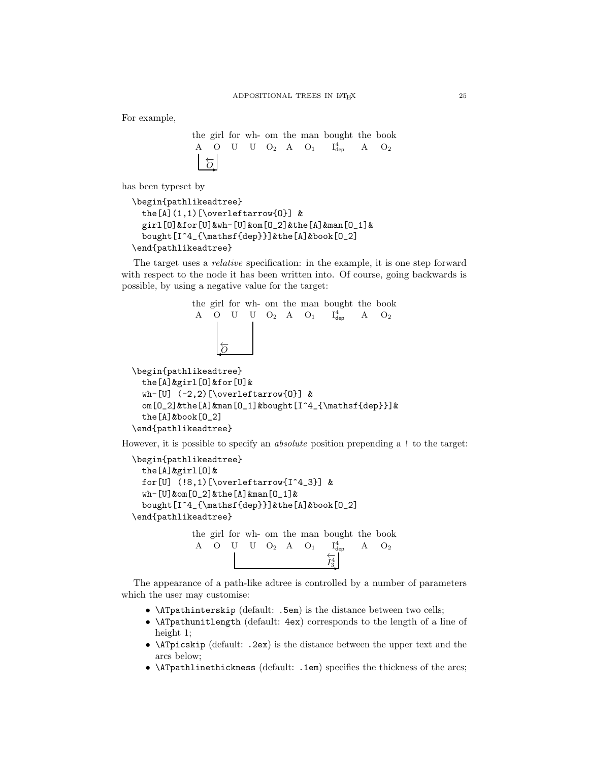For example,

the girl for wh- om the man bought the book
A O U U $O_2$ A $O_1$ $I^4_{\mathsf{dep}}$ A $O_2$

$\overleftarrow{O}$

has been typeset by

```
\begin{pathlikeadtree}
  the[A](1,1)[\overleftarrow{O}] &
  girl[O]&for[U]&wh-[U]&om[O_2]&the[A]&man[O_1]&
  bought[I^4_{\mathsf{dep}}]&the[A]&book[O_2]
\end{pathlikeadtree}
```

The target uses a *relative* specification: in the example, it is one step forward with respect to the node it has been written into. Of course, going backwards is possible, by using a negative value for the target:

the girl for wh- om the man bought the book
A O U U $O_2$ A $O_1$ $I^4_{\mathsf{dep}}$ A $O_2$

$\overleftarrow{O}$

```
\begin{pathlikeadtree}
  the[A]&girl[O]&for[U]&
  wh-[U] (-2,2)[\overleftarrow{O}] &
  om[O_2]&the[A]&man[O_1]&bought[I^4_{\mathsf{dep}}]&
  the[A]&book[O_2]
\end{pathlikeadtree}
```

However, it is possible to specify an *absolute* position prepending a ! to the target:

```
\begin{pathlikeadtree}
  the[A]&girl[O]&
  for[U] (!8,1)[\overleftarrow{I^4_3}] &
  wh-[U]&om[O_2]&the[A]&man[O_1]&
  bought[I^4_{\mathsf{dep}}]&the[A]&book[O_2]
\end{pathlikeadtree}
```

the girl for wh- om the man bought the book
A O U U $O_2$ A $O_1$ $I^4_{\mathsf{dep}}$ A $O_2$

$\overleftarrow{I^4_3}$

The appearance of a path-like adtree is controlled by a number of parameters which the user may customise:

- `\ATpathinterskip` (default: `.5em`) is the distance between two cells;
- `\ATpathunitlength` (default: `4ex`) corresponds to the length of a line of height 1;
- `\ATpicskip` (default: `.2ex`) is the distance between the upper text and the arcs below;
- `\ATpathlinethickness` (default: `.1em`) specifies the thickness of the arcs;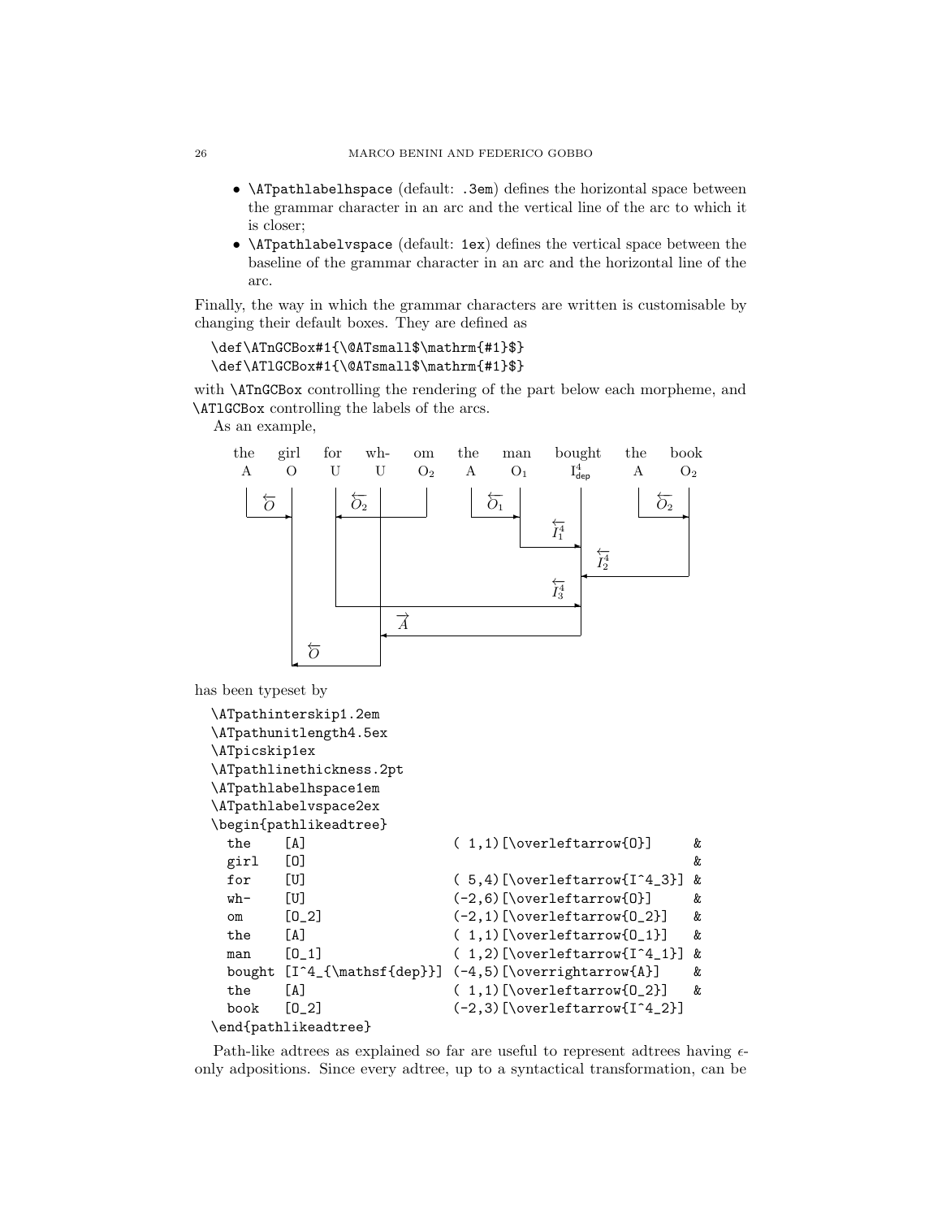- `\ATpathlabelhspace` (default: `.3em`) defines the horizontal space between the grammar character in an arc and the vertical line of the arc to which it is closer;
- `\ATpathlabelvspace` (default: `1ex`) defines the vertical space between the baseline of the grammar character in an arc and the horizontal line of the arc.

Finally, the way in which the grammar characters are written is customisable by changing their default boxes. They are defined as

```
\def\ATnGCBox#1{\@ATsmall$\mathrm{#1}$}
\def\ATlGCBox#1{\@ATsmall$\mathrm{#1}$}
```

with `\ATnGCBox` controlling the rendering of the part below each morpheme, and `\ATlGCBox` controlling the labels of the arcs.

As an example,

| the | girl | for | wh- | om | the | man | bought | the | book |
|---|---|---|---|---|---|---|---|---|---|
| A | O | U | U | $O_2$ | A | $O_1$ | $I^4_{\mathsf{dep}}$ | A | $O_2$ |

Arc labels: $\overleftarrow{O}$, $\overleftarrow{O_2}$, $\overleftarrow{O_1}$, $\overleftarrow{O_2}$, $\overleftarrow{I^4_1}$, $\overleftarrow{I^4_2}$, $\overleftarrow{I^4_3}$, $\overrightarrow{A}$, $\overleftarrow{O}$

has been typeset by

```
\ATpathinterskip1.2em
\ATpathunitlength4.5ex
\ATpicskip1ex
\ATpathlinethickness.2pt
\ATpathlabelhspace1em
\ATpathlabelvspace2ex
\begin{pathlikeadtree}
  the    [A]                    ( 1,1)[\overleftarrow{O}]      &
  girl   [O]                                                    &
  for    [U]                    ( 5,4)[\overleftarrow{I^4_3}]  &
  wh-    [U]                    (-2,6)[\overleftarrow{O}]      &
  om     [O_2]                  (-2,1)[\overleftarrow{O_2}]    &
  the    [A]                    ( 1,1)[\overleftarrow{O_1}]    &
  man    [O_1]                  ( 1,2)[\overleftarrow{I^4_1}]  &
  bought [I^4_{\mathsf{dep}}]   (-4,5)[\overrightarrow{A}]     &
  the    [A]                    ( 1,1)[\overleftarrow{O_2}]    &
  book   [O_2]                  (-2,3)[\overleftarrow{I^4_2}]
\end{pathlikeadtree}
```

Path-like adtrees as explained so far are useful to represent adtrees having $\epsilon$-only adpositions. Since every adtree, up to a syntactical transformation, can be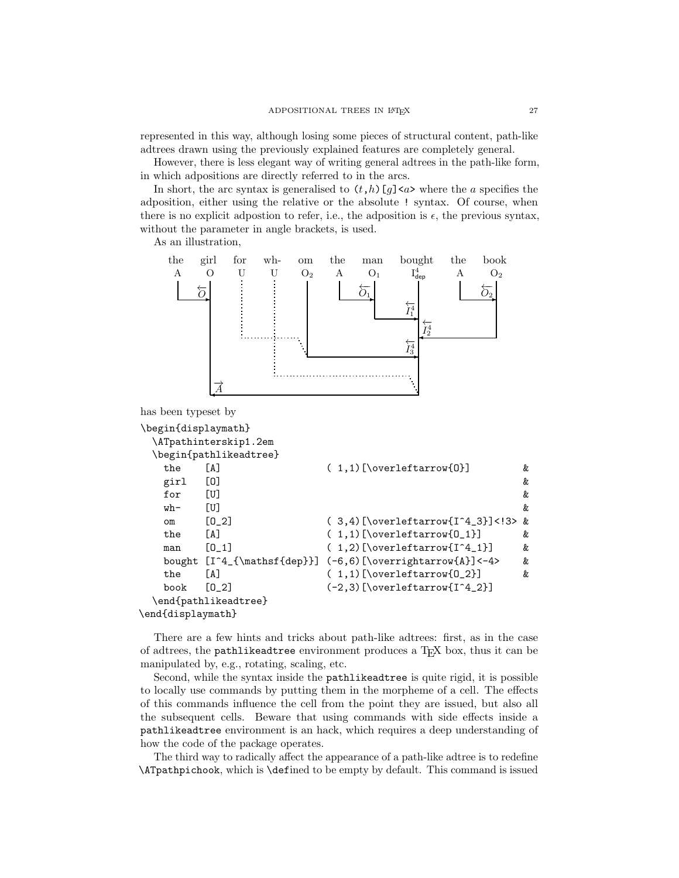represented in this way, although losing some pieces of structural content, path-like adtrees drawn using the previously explained features are completely general.

However, there is less elegant way of writing general adtrees in the path-like form, in which adpositions are directly referred to in the arcs.

In short, the arc syntax is generalised to `(t,h)[g]<a>` where the $a$ specifies the adposition, either using the relative or the absolute `!` syntax. Of course, when there is no explicit adpostion to refer, i.e., the adposition is $\epsilon$, the previous syntax, without the parameter in angle brackets, is used.

As an illustration,

has been typeset by

```
\begin{displaymath}
  \ATpathinterskip1.2em
  \begin{pathlikeadtree}
    the     [A]                   ( 1,1)[\overleftarrow{O}]          &
    girl    [O]                                                      &
    for     [U]                                                      &
    wh-     [U]                                                      &
    om      [O_2]                 ( 3,4)[\overleftarrow{I^4_3}]<!3>  &
    the     [A]                   ( 1,1)[\overleftarrow{O_1}]        &
    man     [O_1]                 ( 1,2)[\overleftarrow{I^4_1}]      &
    bought  [I^4_{\mathsf{dep}}]  (-6,6)[\overrightarrow{A}]<-4>     &
    the     [A]                   ( 1,1)[\overleftarrow{O_2}]        &
    book    [O_2]                 (-2,3)[\overleftarrow{I^4_2}]
  \end{pathlikeadtree}
\end{displaymath}
```

There are a few hints and tricks about path-like adtrees: first, as in the case of adtrees, the `pathlikeadtree` environment produces a TEX box, thus it can be manipulated by, e.g., rotating, scaling, etc.

Second, while the syntax inside the `pathlikeadtree` is quite rigid, it is possible to locally use commands by putting them in the morpheme of a cell. The effects of this commands influence the cell from the point they are issued, but also all the subsequent cells. Beware that using commands with side effects inside a `pathlikeadtree` environment is an hack, which requires a deep understanding of how the code of the package operates.

The third way to radically affect the appearance of a path-like adtree is to redefine `\ATpathpichook`, which is `\def`ined to be empty by default. This command is issued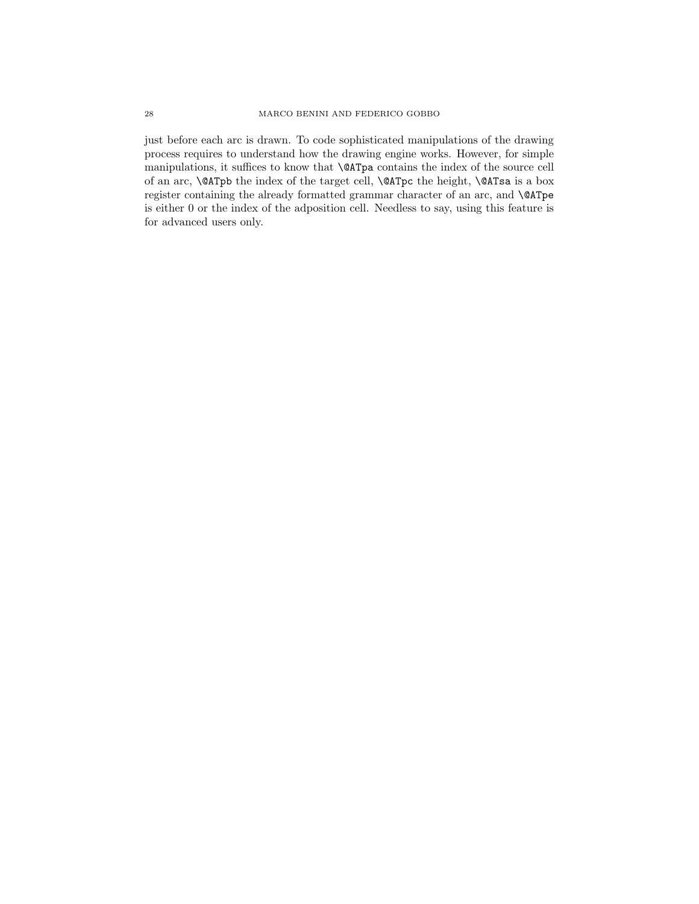just before each arc is drawn. To code sophisticated manipulations of the drawing process requires to understand how the drawing engine works. However, for simple manipulations, it suffices to know that `\@ATpa` contains the index of the source cell of an arc, `\@ATpb` the index of the target cell, `\@ATpc` the height, `\@ATsa` is a box register containing the already formatted grammar character of an arc, and `\@ATpe` is either 0 or the index of the adposition cell. Needless to say, using this feature is for advanced users only.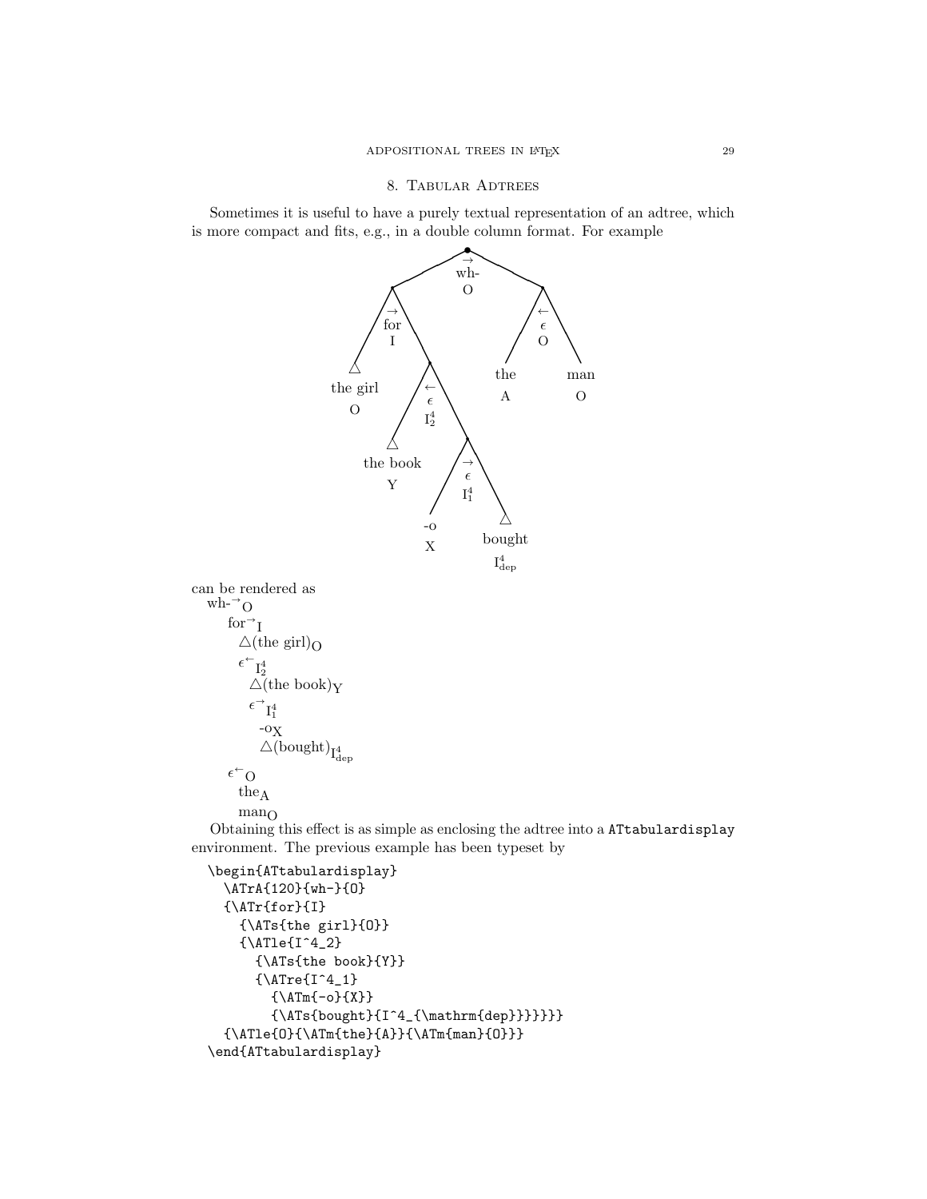## 8. Tabular Adtrees

Sometimes it is useful to have a purely textual representation of an adtree, which is more compact and fits, e.g., in a double column format. For example

can be rendered as

wh-$^{\rightarrow}$$_{\mathrm{O}}$
  for$^{\rightarrow}$$_{\mathrm{I}}$
    $\triangle$(the girl)$_{\mathrm{O}}$
    $\epsilon^{\leftarrow}$$_{\mathrm{I}^4_2}$
      $\triangle$(the book)$_{\mathrm{Y}}$
      $\epsilon^{\rightarrow}$$_{\mathrm{I}^4_1}$
        -o$_{\mathrm{X}}$
        $\triangle$(bought)$_{\mathrm{I}^4_{\mathrm{dep}}}$
  $\epsilon^{\leftarrow}$$_{\mathrm{O}}$
    the$_{\mathrm{A}}$
    man$_{\mathrm{O}}$

Obtaining this effect is as simple as enclosing the adtree into a `ATtabulardisplay` environment. The previous example has been typeset by

```
\begin{ATtabulardisplay}
  \ATrA{120}{wh-}{O}
  {\ATr{for}{I}
    {\ATs{the girl}{O}}
    {\ATle{I^4_2}
      {\ATs{the book}{Y}}
      {\ATre{I^4_1}
        {\ATm{-o}{X}}
        {\ATs{bought}{I^4_{\mathrm{dep}}}}}}}
  {\ATle{O}{\ATm{the}{A}}{\ATm{man}{O}}}
\end{ATtabulardisplay}
```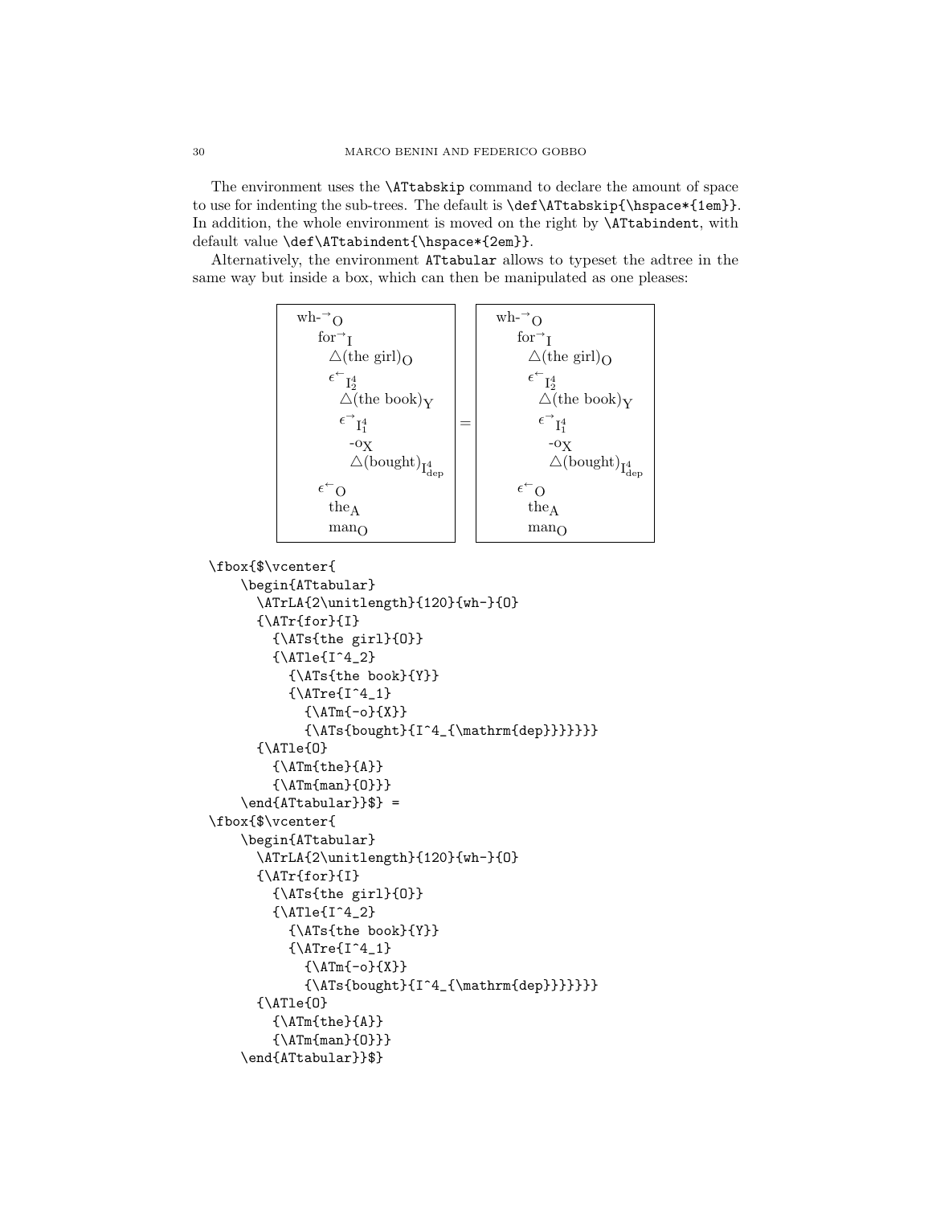The environment uses the `\ATtabskip` command to declare the amount of space to use for indenting the sub-trees. The default is `\def\ATtabskip{\hspace*{1em}}`. In addition, the whole environment is moved on the right by `\ATtabindent`, with default value `\def\ATtabindent{\hspace*{2em}}`.

Alternatively, the environment `ATtabular` allows to typeset the adtree in the same way but inside a box, which can then be manipulated as one pleases:

| wh-$^{\rightarrow}$ $_{\mathrm{O}}$ |   | wh-$^{\rightarrow}$ $_{\mathrm{O}}$ |
|---|---|---|
| &nbsp;&nbsp;for$^{\rightarrow}$ $_{\mathrm{I}}$ |   | &nbsp;&nbsp;for$^{\rightarrow}$ $_{\mathrm{I}}$ |
| &nbsp;&nbsp;&nbsp;&nbsp;$\triangle$(the girl)$_{\mathrm{O}}$ |   | &nbsp;&nbsp;&nbsp;&nbsp;$\triangle$(the girl)$_{\mathrm{O}}$ |
| &nbsp;&nbsp;&nbsp;&nbsp;$\epsilon^{\leftarrow}$ $_{\mathrm{I}^4_2}$ |   | &nbsp;&nbsp;&nbsp;&nbsp;$\epsilon^{\leftarrow}$ $_{\mathrm{I}^4_2}$ |
| &nbsp;&nbsp;&nbsp;&nbsp;&nbsp;&nbsp;$\triangle$(the book)$_{\mathrm{Y}}$ | = | &nbsp;&nbsp;&nbsp;&nbsp;&nbsp;&nbsp;$\triangle$(the book)$_{\mathrm{Y}}$ |
| &nbsp;&nbsp;&nbsp;&nbsp;&nbsp;&nbsp;$\epsilon^{\rightarrow}$ $_{\mathrm{I}^4_1}$ |   | &nbsp;&nbsp;&nbsp;&nbsp;&nbsp;&nbsp;$\epsilon^{\rightarrow}$ $_{\mathrm{I}^4_1}$ |
| &nbsp;&nbsp;&nbsp;&nbsp;&nbsp;&nbsp;&nbsp;&nbsp;-o$_{\mathrm{X}}$ |   | &nbsp;&nbsp;&nbsp;&nbsp;&nbsp;&nbsp;&nbsp;&nbsp;-o$_{\mathrm{X}}$ |
| &nbsp;&nbsp;&nbsp;&nbsp;&nbsp;&nbsp;&nbsp;&nbsp;$\triangle$(bought)$_{\mathrm{I}^4_{\mathrm{dep}}}$ |   | &nbsp;&nbsp;&nbsp;&nbsp;&nbsp;&nbsp;&nbsp;&nbsp;$\triangle$(bought)$_{\mathrm{I}^4_{\mathrm{dep}}}$ |
| &nbsp;&nbsp;$\epsilon^{\leftarrow}$ $_{\mathrm{O}}$ |   | &nbsp;&nbsp;$\epsilon^{\leftarrow}$ $_{\mathrm{O}}$ |
| &nbsp;&nbsp;&nbsp;&nbsp;the$_{\mathrm{A}}$ |   | &nbsp;&nbsp;&nbsp;&nbsp;the$_{\mathrm{A}}$ |
| &nbsp;&nbsp;&nbsp;&nbsp;man$_{\mathrm{O}}$ |   | &nbsp;&nbsp;&nbsp;&nbsp;man$_{\mathrm{O}}$ |

```
\fbox{$\vcenter{
    \begin{ATtabular}
      \ATrLA{2\unitlength}{120}{wh-}{O}
      {\ATr{for}{I}
        {\ATs{the girl}{O}}
        {\ATle{I^4_2}
          {\ATs{the book}{Y}}
          {\ATre{I^4_1}
            {\ATm{-o}{X}}
            {\ATs{bought}{I^4_{\mathrm{dep}}}}}}}
      {\ATle{O}
        {\ATm{the}{A}}
        {\ATm{man}{O}}}
    \end{ATtabular}}$} =
\fbox{$\vcenter{
    \begin{ATtabular}
      \ATrLA{2\unitlength}{120}{wh-}{O}
      {\ATr{for}{I}
        {\ATs{the girl}{O}}
        {\ATle{I^4_2}
          {\ATs{the book}{Y}}
          {\ATre{I^4_1}
            {\ATm{-o}{X}}
            {\ATs{bought}{I^4_{\mathrm{dep}}}}}}}
      {\ATle{O}
        {\ATm{the}{A}}
        {\ATm{man}{O}}}
    \end{ATtabular}}$}
```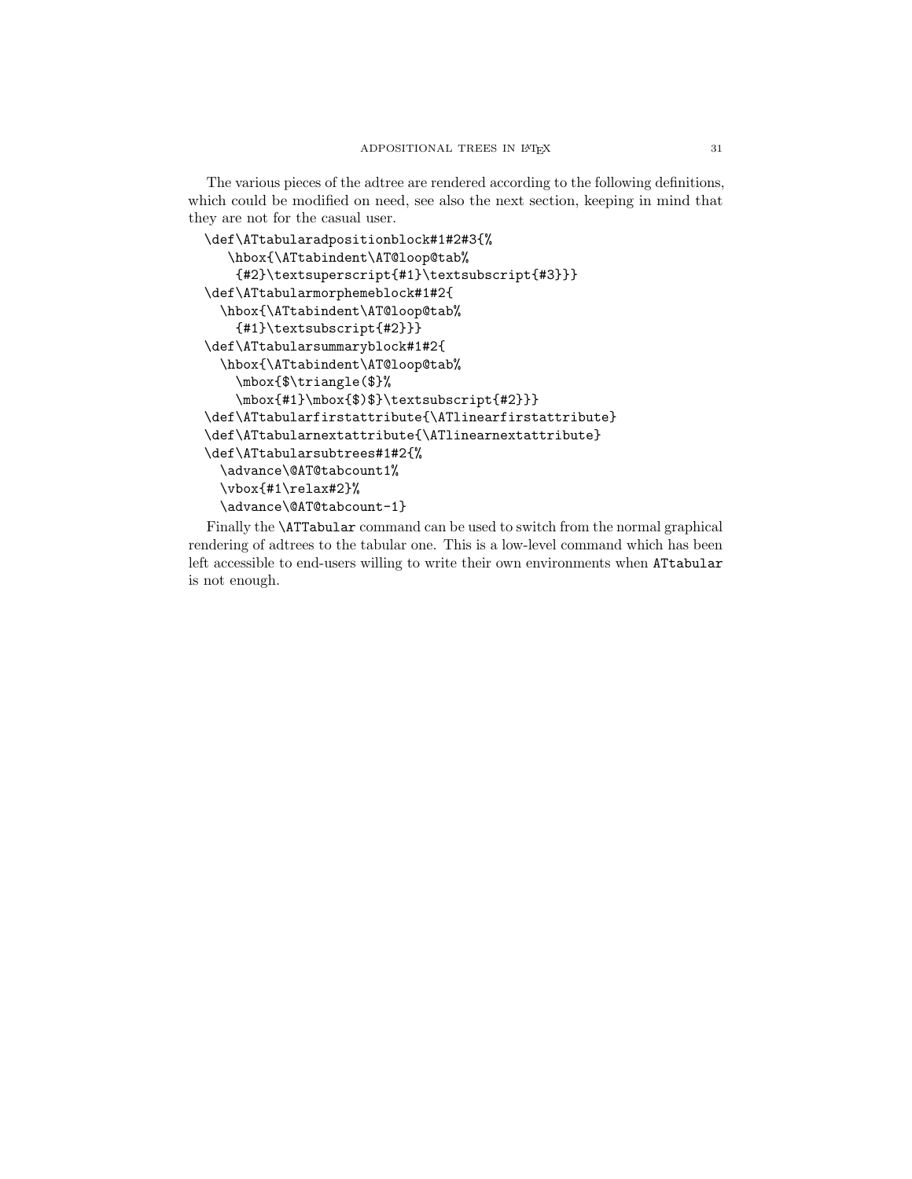The various pieces of the adtree are rendered according to the following definitions, which could be modified on need, see also the next section, keeping in mind that they are not for the casual user.

```
\def\ATtabularadpositionblock#1#2#3{%
   \hbox{\ATtabindent\AT@loop@tab%
    {#2}\textsuperscript{#1}\textsubscript{#3}}}
\def\ATtabularmorphemeblock#1#2{
  \hbox{\ATtabindent\AT@loop@tab%
    {#1}\textsubscript{#2}}}
\def\ATtabularsummaryblock#1#2{
  \hbox{\ATtabindent\AT@loop@tab%
    \mbox{$\triangle($}%
    \mbox{#1}\mbox{$)$}\textsubscript{#2}}}
\def\ATtabularfirstattribute{\ATlinearfirstattribute}
\def\ATtabularnextattribute{\ATlinearnextattribute}
\def\ATtabularsubtrees#1#2{%
  \advance\@AT@tabcount1%
  \vbox{#1\relax#2}%
  \advance\@AT@tabcount-1}
```

Finally the `\ATTabular` command can be used to switch from the normal graphical rendering of adtrees to the tabular one. This is a low-level command which has been left accessible to end-users willing to write their own environments when `ATtabular` is not enough.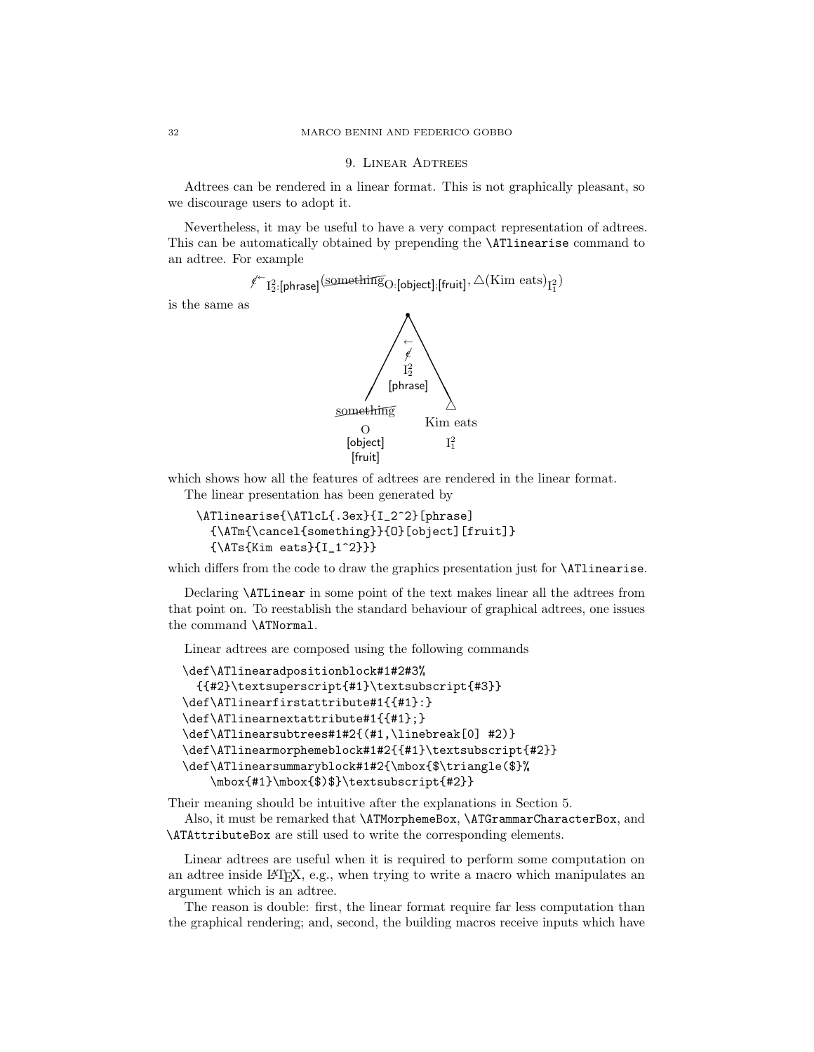## 9. Linear Adtrees

Adtrees can be rendered in a linear format. This is not graphically pleasant, so we discourage users to adopt it.

Nevertheless, it may be useful to have a very compact representation of adtrees. This can be automatically obtained by prepending the `\ATlinearise` command to an adtree. For example

$$\not\epsilon^{\leftarrow}\,\mathrm{I}^2_{2:\text{[phrase]}}(\cancel{\text{something}}_{\mathrm{O}:\text{[object]};\text{[fruit]}},\triangle(\text{Kim eats})_{\mathrm{I}^2_1})$$

is the same as

$$\leftarrow\ \not\epsilon\ \mathrm{I}^2_2\ \text{[phrase]}\quad \cancel{\text{something}}\ \mathrm{O}\ \text{[object]}\ \text{[fruit]}\quad \triangle\ \text{Kim eats}\ \mathrm{I}^2_1$$

which shows how all the features of adtrees are rendered in the linear format.

The linear presentation has been generated by

```
\ATlinearise{\ATlcL{.3ex}{I_2^2}[phrase]
  {\ATm{\cancel{something}}{O}[object][fruit]}
  {\ATs{Kim eats}{I_1^2}}}
```

which differs from the code to draw the graphics presentation just for `\ATlinearise`.

Declaring `\ATLinear` in some point of the text makes linear all the adtrees from that point on. To reestablish the standard behaviour of graphical adtrees, one issues the command `\ATNormal`.

Linear adtrees are composed using the following commands

```
\def\ATlinearadpositionblock#1#2#3%
  {{#2}\textsuperscript{#1}\textsubscript{#3}}
\def\ATlinearfirstattribute#1{{#1}:}
\def\ATlinearnextattribute#1{{#1};}
\def\ATlinearsubtrees#1#2{(#1,\linebreak[0] #2)}
\def\ATlinearmorphemeblock#1#2{{#1}\textsubscript{#2}}
\def\ATlinearsummaryblock#1#2{\mbox{$\triangle($}%
    \mbox{#1}\mbox{$)$}\textsubscript{#2}}
```

Their meaning should be intuitive after the explanations in Section 5.

Also, it must be remarked that `\ATMorphemeBox`, `\ATGrammarCharacterBox`, and `\ATAttributeBox` are still used to write the corresponding elements.

Linear adtrees are useful when it is required to perform some computation on an adtree inside LaTeX, e.g., when trying to write a macro which manipulates an argument which is an adtree.

The reason is double: first, the linear format require far less computation than the graphical rendering; and, second, the building macros receive inputs which have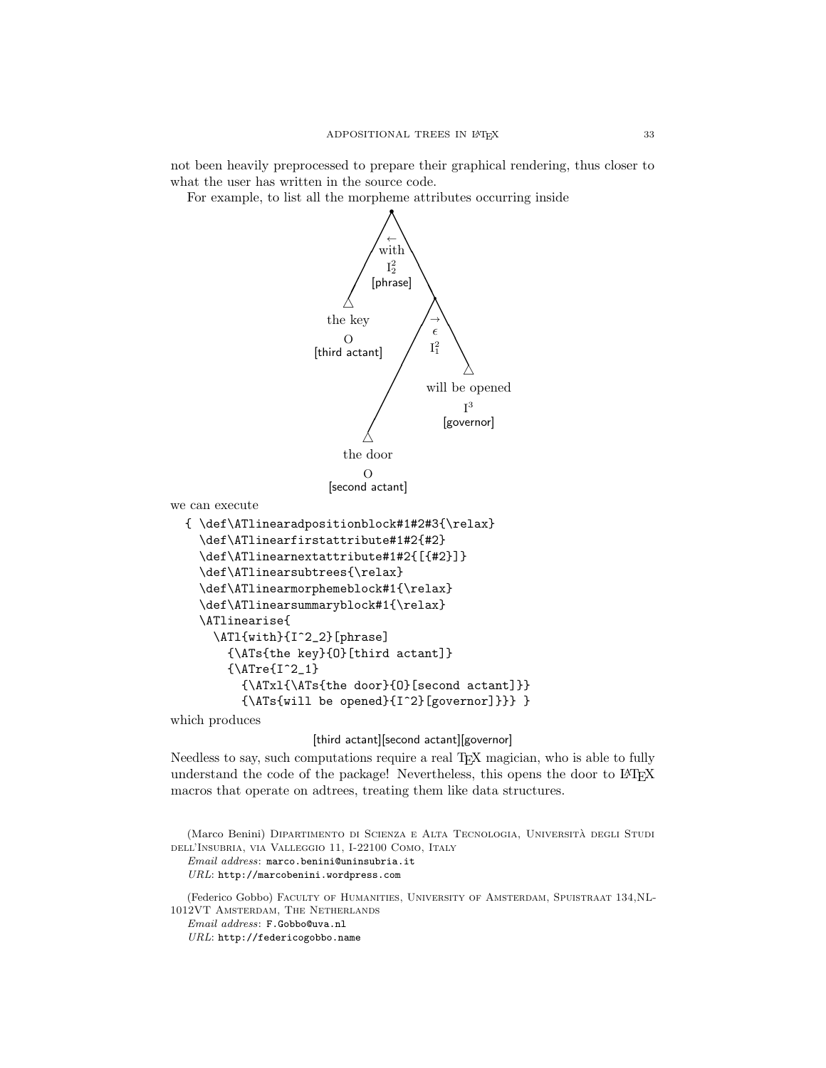not been heavily preprocessed to prepare their graphical rendering, thus closer to what the user has written in the source code.

For example, to list all the morpheme attributes occurring inside

←
with
$I^2_2$
[phrase]

the key
O
[third actant]

→
$\epsilon$
$I^2_1$

will be opened
$I^3$
[governor]

the door
O
[second actant]

we can execute

```
{ \def\ATlinearadpositionblock#1#2#3{\relax}
  \def\ATlinearfirstattribute#1#2{#2}
  \def\ATlinearnextattribute#1#2{[{#2}]}
  \def\ATlinearsubtrees{\relax}
  \def\ATlinearmorphemeblock#1{\relax}
  \def\ATlinearsummaryblock#1{\relax}
  \ATlinearise{
    \ATl{with}{I^2_2}[phrase]
      {\ATs{the key}{O}[third actant]}
      {\ATre{I^2_1}
        {\ATxl{\ATs{the door}{O}[second actant]}}
        {\ATs{will be opened}{I^2}[governor]}}} }
```

which produces

[third actant][second actant][governor]

Needless to say, such computations require a real TEX magician, who is able to fully understand the code of the package! Nevertheless, this opens the door to LATEX macros that operate on adtrees, treating them like data structures.

(Marco Benini) Dipartimento di Scienza e Alta Tecnologia, Università degli Studi dell'Insubria, via Valleggio 11, I-22100 Como, Italy

*Email address*: marco.benini@uninsubria.it

*URL*: http://marcobenini.wordpress.com

(Federico Gobbo) Faculty of Humanities, University of Amsterdam, Spuistraat 134,NL-1012VT Amsterdam, The Netherlands

*Email address*: F.Gobbo@uva.nl

*URL*: http://federicogobbo.name